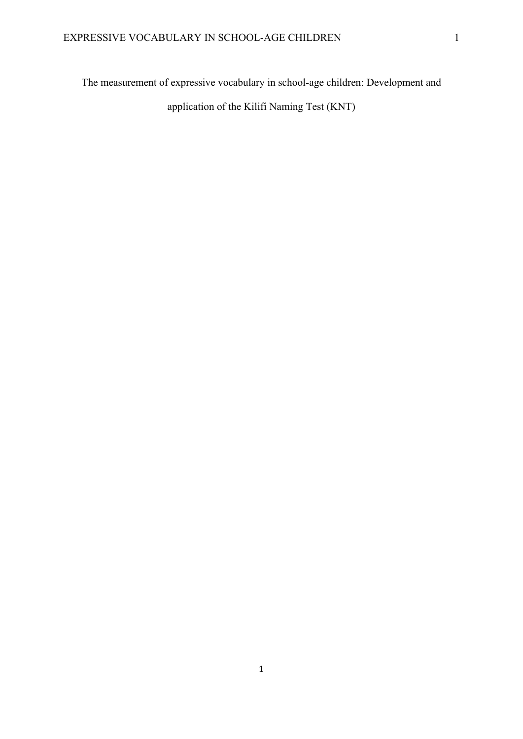# The measurement of expressive vocabulary in school-age children: Development and application of the Kilifi Naming Test (KNT)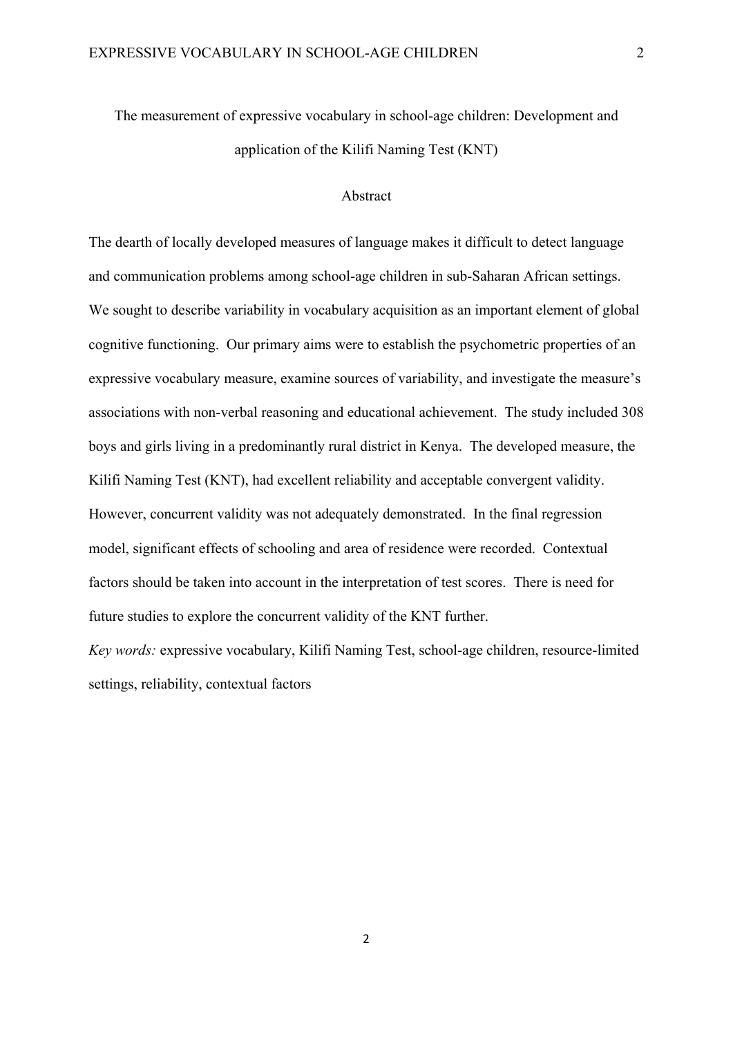# The measurement of expressive vocabulary in school-age children: Development and application of the Kilifi Naming Test (KNT)

## Abstract

The dearth of locally developed measures of language makes it difficult to detect language and communication problems among school-age children in sub-Saharan African settings. We sought to describe variability in vocabulary acquisition as an important element of global cognitive functioning. Our primary aims were to establish the psychometric properties of an expressive vocabulary measure, examine sources of variability, and investigate the measure's associations with non-verbal reasoning and educational achievement. The study included 308 boys and girls living in a predominantly rural district in Kenya. The developed measure, the Kilifi Naming Test (KNT), had excellent reliability and acceptable convergent validity. However, concurrent validity was not adequately demonstrated. In the final regression model, significant effects of schooling and area of residence were recorded. Contextual factors should be taken into account in the interpretation of test scores. There is need for future studies to explore the concurrent validity of the KNT further.

*Key words:* expressive vocabulary, Kilifi Naming Test, school-age children, resource-limited settings, reliability, contextual factors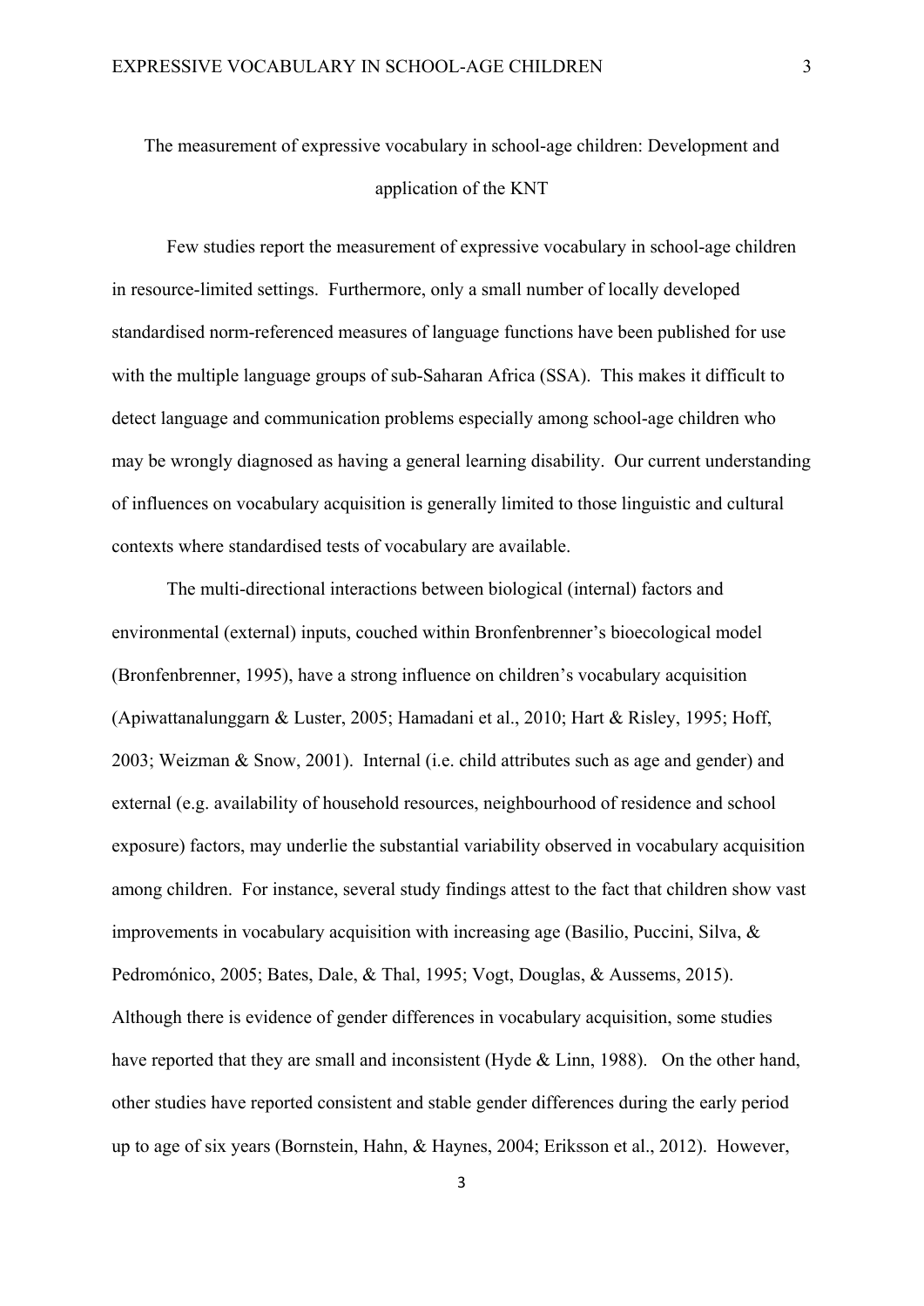# The measurement of expressive vocabulary in school-age children: Development and application of the KNT

Few studies report the measurement of expressive vocabulary in school-age children in resource-limited settings. Furthermore, only a small number of locally developed standardised norm-referenced measures of language functions have been published for use with the multiple language groups of sub-Saharan Africa (SSA). This makes it difficult to detect language and communication problems especially among school-age children who may be wrongly diagnosed as having a general learning disability. Our current understanding of influences on vocabulary acquisition is generally limited to those linguistic and cultural contexts where standardised tests of vocabulary are available.

The multi-directional interactions between biological (internal) factors and environmental (external) inputs, couched within Bronfenbrenner's bioecological model (Bronfenbrenner, 1995), have a strong influence on children's vocabulary acquisition (Apiwattanalunggarn & Luster, 2005; Hamadani et al., 2010; Hart & Risley, 1995; Hoff, 2003; Weizman & Snow, 2001). Internal (i.e. child attributes such as age and gender) and external (e.g. availability of household resources, neighbourhood of residence and school exposure) factors, may underlie the substantial variability observed in vocabulary acquisition among children. For instance, several study findings attest to the fact that children show vast improvements in vocabulary acquisition with increasing age (Basilio, Puccini, Silva, & Pedromónico, 2005; Bates, Dale, & Thal, 1995; Vogt, Douglas, & Aussems, 2015). Although there is evidence of gender differences in vocabulary acquisition, some studies have reported that they are small and inconsistent (Hyde & Linn, 1988). On the other hand, other studies have reported consistent and stable gender differences during the early period up to age of six years (Bornstein, Hahn, & Haynes, 2004; Eriksson et al., 2012). However,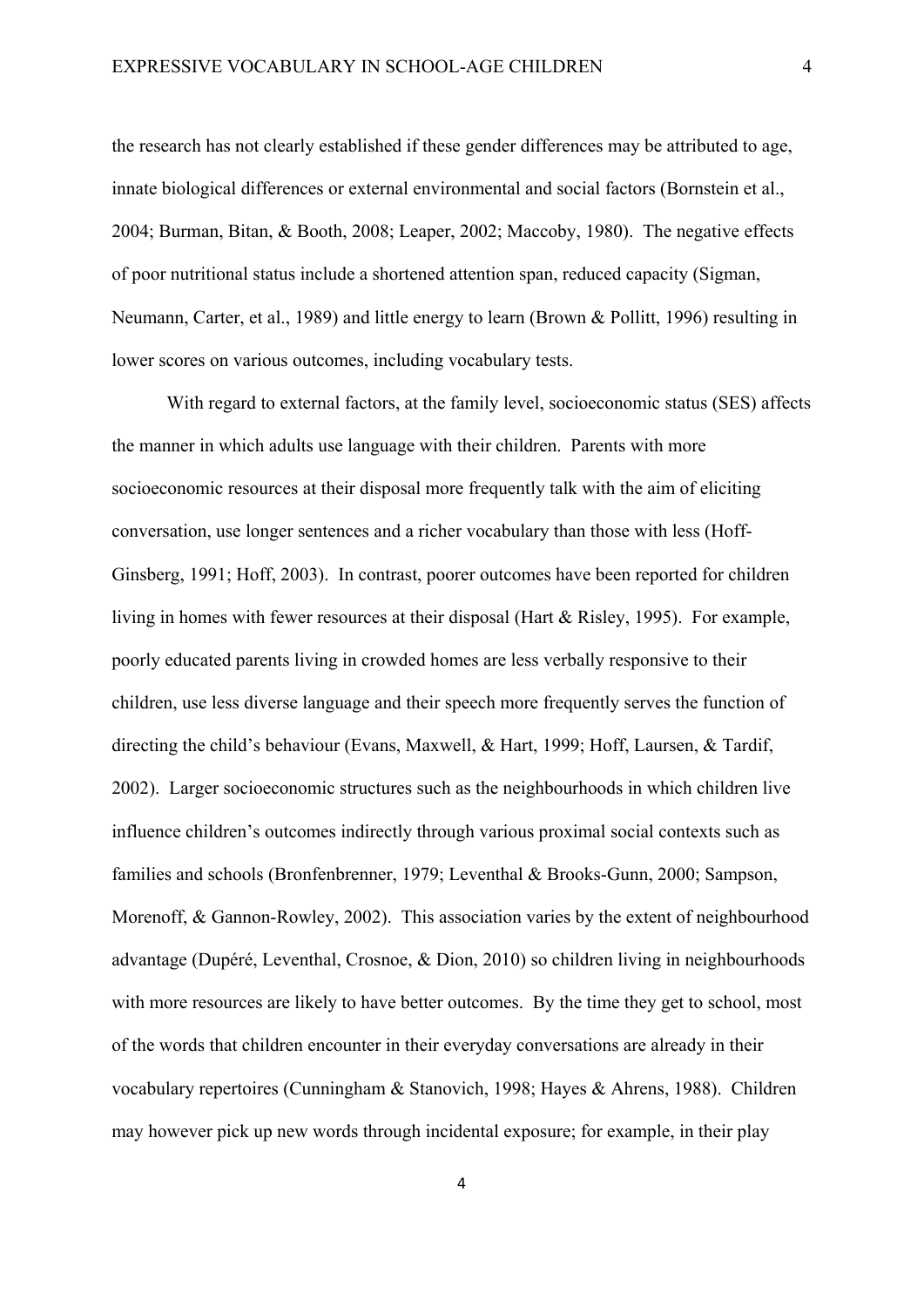the research has not clearly established if these gender differences may be attributed to age, innate biological differences or external environmental and social factors (Bornstein et al., 2004; Burman, Bitan, & Booth, 2008; Leaper, 2002; Maccoby, 1980). The negative effects of poor nutritional status include a shortened attention span, reduced capacity (Sigman, Neumann, Carter, et al., 1989) and little energy to learn (Brown & Pollitt, 1996) resulting in lower scores on various outcomes, including vocabulary tests.

With regard to external factors, at the family level, socioeconomic status (SES) affects the manner in which adults use language with their children. Parents with more socioeconomic resources at their disposal more frequently talk with the aim of eliciting conversation, use longer sentences and a richer vocabulary than those with less (Hoff-Ginsberg, 1991; Hoff, 2003). In contrast, poorer outcomes have been reported for children living in homes with fewer resources at their disposal (Hart & Risley, 1995). For example, poorly educated parents living in crowded homes are less verbally responsive to their children, use less diverse language and their speech more frequently serves the function of directing the child's behaviour (Evans, Maxwell, & Hart, 1999; Hoff, Laursen, & Tardif, 2002). Larger socioeconomic structures such as the neighbourhoods in which children live influence children's outcomes indirectly through various proximal social contexts such as families and schools (Bronfenbrenner, 1979; Leventhal & Brooks-Gunn, 2000; Sampson, Morenoff, & Gannon-Rowley, 2002). This association varies by the extent of neighbourhood advantage (Dupéré, Leventhal, Crosnoe, & Dion, 2010) so children living in neighbourhoods with more resources are likely to have better outcomes. By the time they get to school, most of the words that children encounter in their everyday conversations are already in their vocabulary repertoires (Cunningham & Stanovich, 1998; Hayes & Ahrens, 1988). Children may however pick up new words through incidental exposure; for example, in their play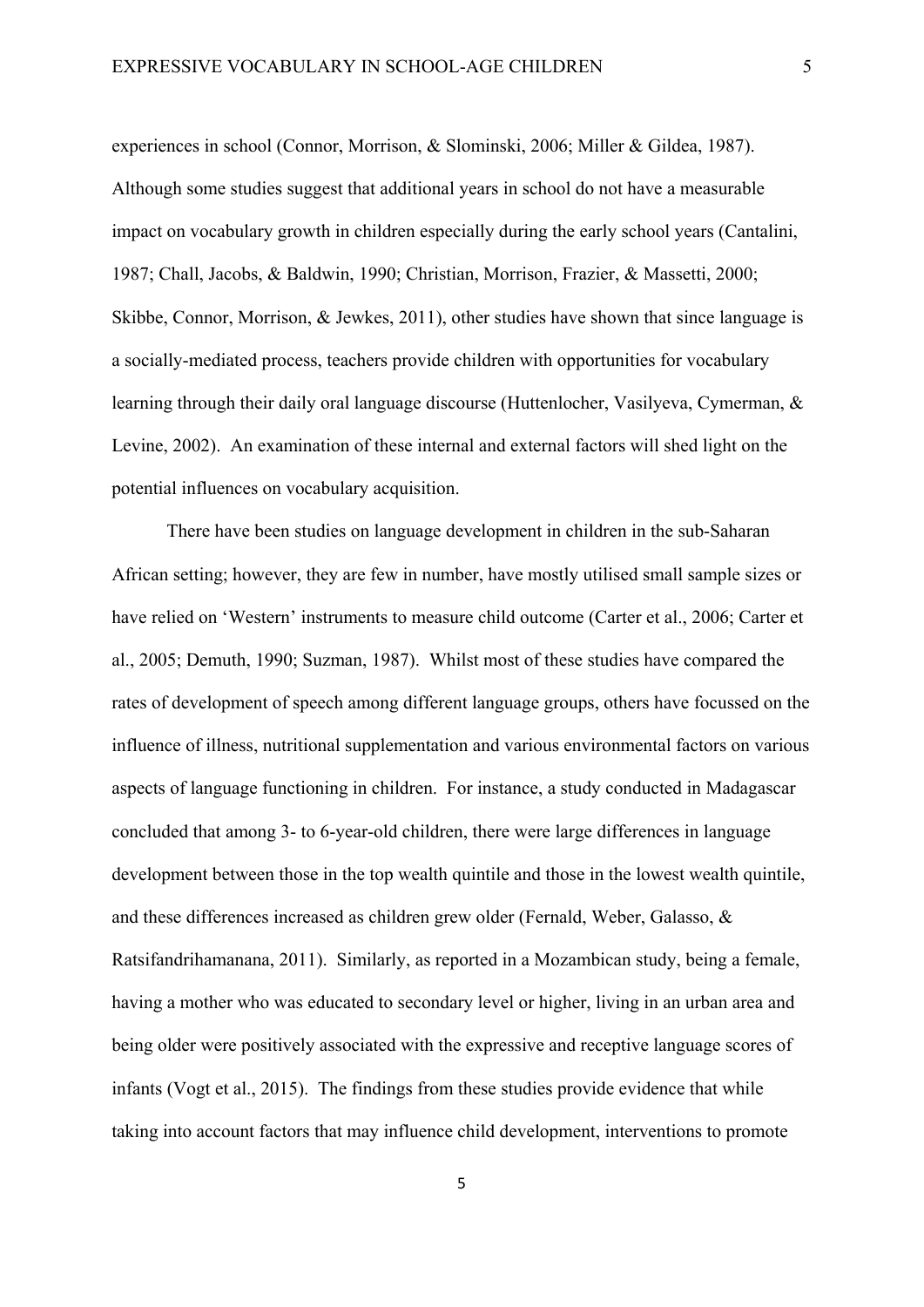experiences in school (Connor, Morrison, & Slominski, 2006; Miller & Gildea, 1987). Although some studies suggest that additional years in school do not have a measurable impact on vocabulary growth in children especially during the early school years (Cantalini, 1987; Chall, Jacobs, & Baldwin, 1990; Christian, Morrison, Frazier, & Massetti, 2000; Skibbe, Connor, Morrison, & Jewkes, 2011), other studies have shown that since language is a socially-mediated process, teachers provide children with opportunities for vocabulary learning through their daily oral language discourse (Huttenlocher, Vasilyeva, Cymerman, & Levine, 2002). An examination of these internal and external factors will shed light on the potential influences on vocabulary acquisition.

There have been studies on language development in children in the sub-Saharan African setting; however, they are few in number, have mostly utilised small sample sizes or have relied on 'Western' instruments to measure child outcome (Carter et al., 2006; Carter et al., 2005; Demuth, 1990; Suzman, 1987). Whilst most of these studies have compared the rates of development of speech among different language groups, others have focussed on the influence of illness, nutritional supplementation and various environmental factors on various aspects of language functioning in children. For instance, a study conducted in Madagascar concluded that among 3- to 6-year-old children, there were large differences in language development between those in the top wealth quintile and those in the lowest wealth quintile, and these differences increased as children grew older (Fernald, Weber, Galasso, & Ratsifandrihamanana, 2011). Similarly, as reported in a Mozambican study, being a female, having a mother who was educated to secondary level or higher, living in an urban area and being older were positively associated with the expressive and receptive language scores of infants (Vogt et al., 2015). The findings from these studies provide evidence that while taking into account factors that may influence child development, interventions to promote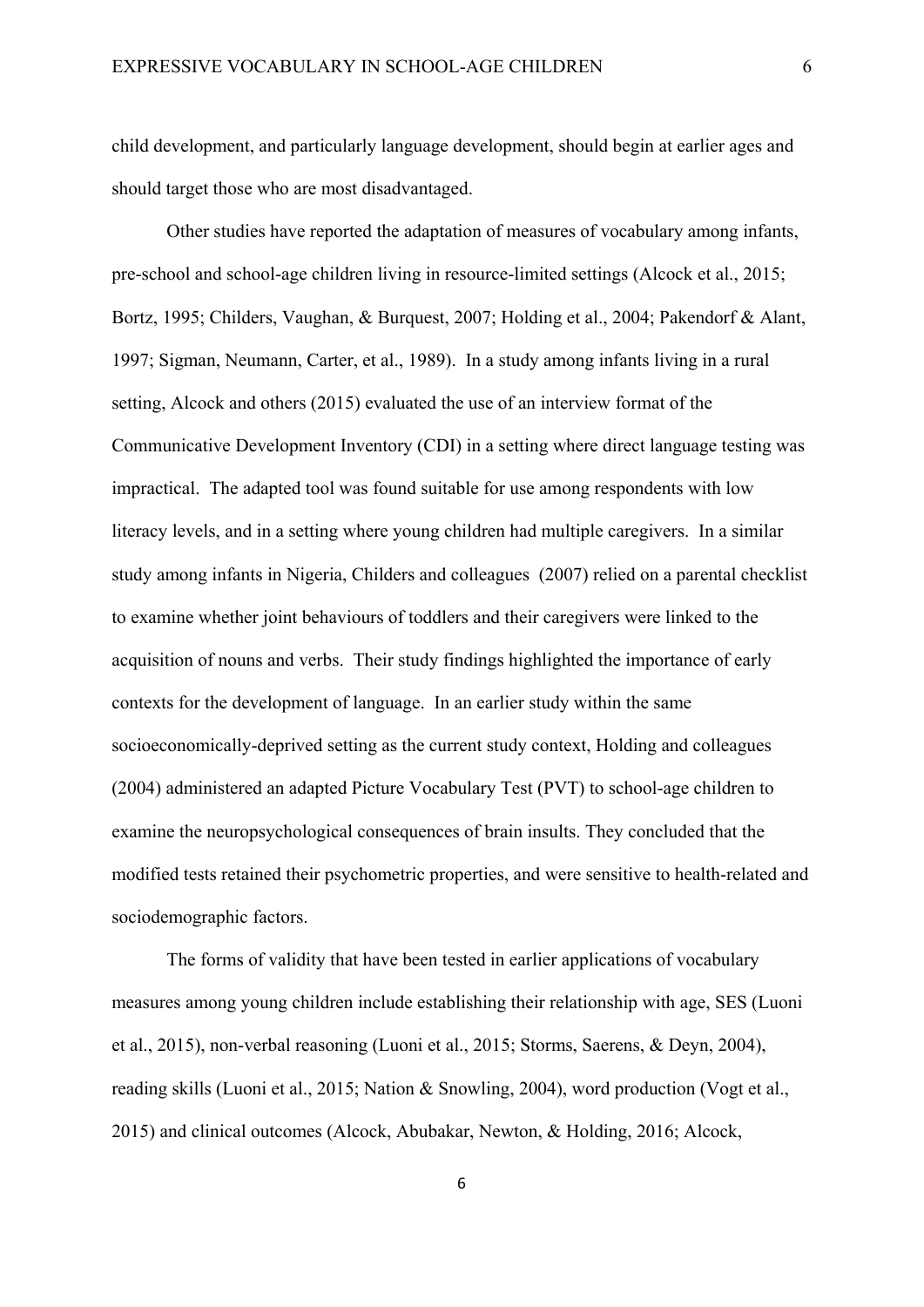child development, and particularly language development, should begin at earlier ages and should target those who are most disadvantaged.

Other studies have reported the adaptation of measures of vocabulary among infants, pre-school and school-age children living in resource-limited settings (Alcock et al., 2015; Bortz, 1995; Childers, Vaughan, & Burquest, 2007; Holding et al., 2004; Pakendorf & Alant, 1997; Sigman, Neumann, Carter, et al., 1989). In a study among infants living in a rural setting, Alcock and others (2015) evaluated the use of an interview format of the Communicative Development Inventory (CDI) in a setting where direct language testing was impractical. The adapted tool was found suitable for use among respondents with low literacy levels, and in a setting where young children had multiple caregivers. In a similar study among infants in Nigeria, Childers and colleagues (2007) relied on a parental checklist to examine whether joint behaviours of toddlers and their caregivers were linked to the acquisition of nouns and verbs. Their study findings highlighted the importance of early contexts for the development of language. In an earlier study within the same socioeconomically-deprived setting as the current study context, Holding and colleagues (2004) administered an adapted Picture Vocabulary Test (PVT) to school-age children to examine the neuropsychological consequences of brain insults. They concluded that the modified tests retained their psychometric properties, and were sensitive to health-related and sociodemographic factors.

The forms of validity that have been tested in earlier applications of vocabulary measures among young children include establishing their relationship with age, SES (Luoni et al., 2015), non-verbal reasoning (Luoni et al., 2015; Storms, Saerens, & Deyn, 2004), reading skills (Luoni et al., 2015; Nation & Snowling, 2004), word production (Vogt et al., 2015) and clinical outcomes (Alcock, Abubakar, Newton, & Holding, 2016; Alcock,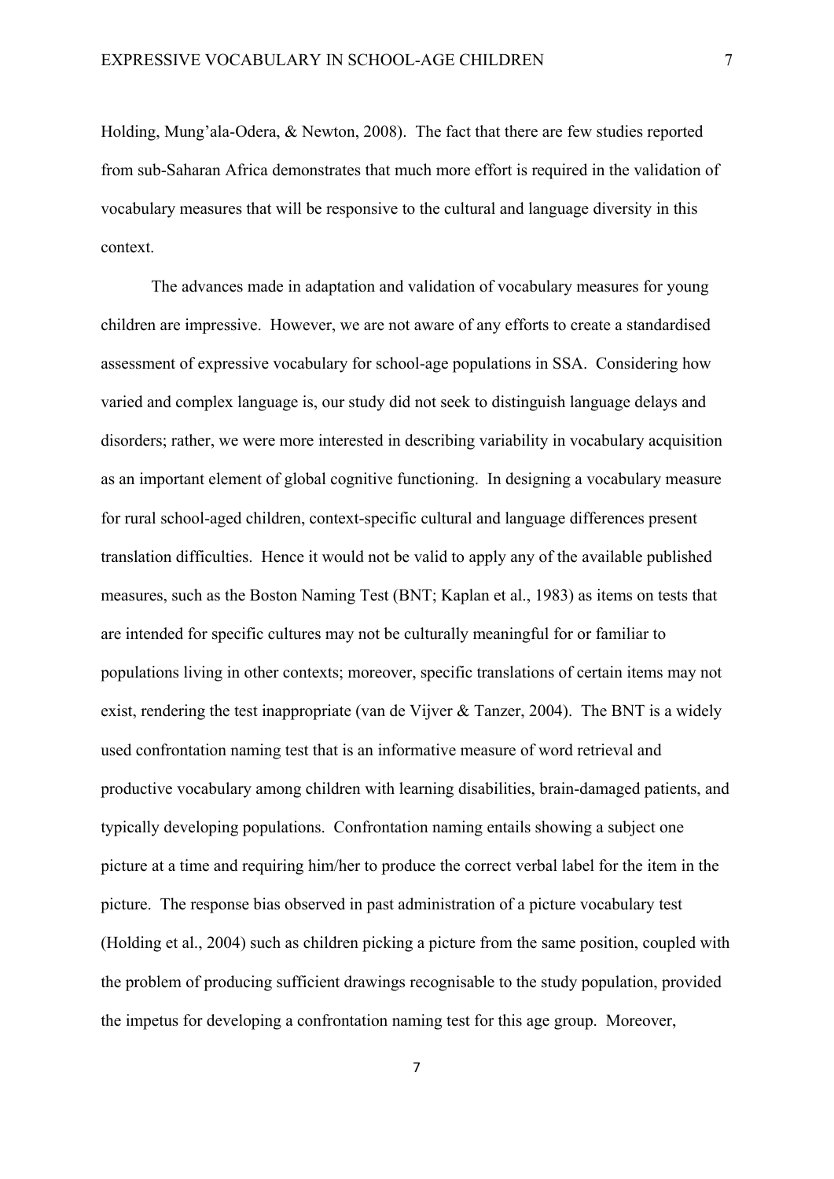Holding, Mung'ala-Odera, & Newton, 2008). The fact that there are few studies reported from sub-Saharan Africa demonstrates that much more effort is required in the validation of vocabulary measures that will be responsive to the cultural and language diversity in this context.

The advances made in adaptation and validation of vocabulary measures for young children are impressive. However, we are not aware of any efforts to create a standardised assessment of expressive vocabulary for school-age populations in SSA. Considering how varied and complex language is, our study did not seek to distinguish language delays and disorders; rather, we were more interested in describing variability in vocabulary acquisition as an important element of global cognitive functioning. In designing a vocabulary measure for rural school-aged children, context-specific cultural and language differences present translation difficulties. Hence it would not be valid to apply any of the available published measures, such as the Boston Naming Test (BNT; Kaplan et al., 1983) as items on tests that are intended for specific cultures may not be culturally meaningful for or familiar to populations living in other contexts; moreover, specific translations of certain items may not exist, rendering the test inappropriate (van de Vijver & Tanzer, 2004). The BNT is a widely used confrontation naming test that is an informative measure of word retrieval and productive vocabulary among children with learning disabilities, brain-damaged patients, and typically developing populations. Confrontation naming entails showing a subject one picture at a time and requiring him/her to produce the correct verbal label for the item in the picture. The response bias observed in past administration of a picture vocabulary test (Holding et al., 2004) such as children picking a picture from the same position, coupled with the problem of producing sufficient drawings recognisable to the study population, provided the impetus for developing a confrontation naming test for this age group. Moreover,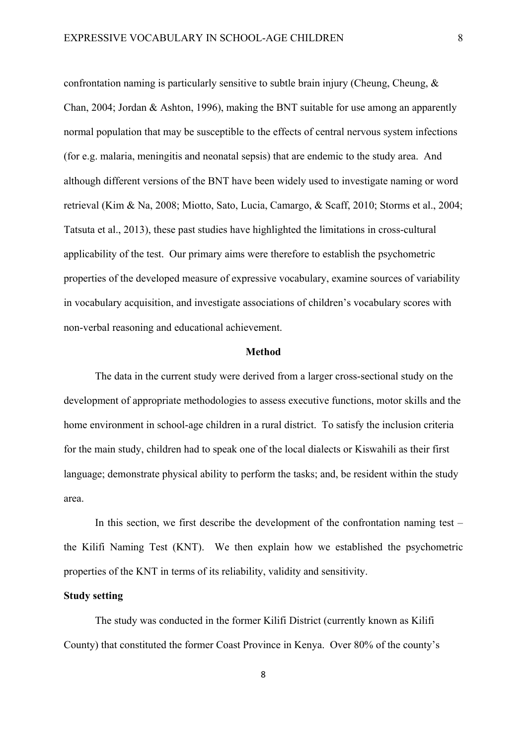confrontation naming is particularly sensitive to subtle brain injury (Cheung, Cheung, & Chan, 2004; Jordan & Ashton, 1996), making the BNT suitable for use among an apparently normal population that may be susceptible to the effects of central nervous system infections (for e.g. malaria, meningitis and neonatal sepsis) that are endemic to the study area. And although different versions of the BNT have been widely used to investigate naming or word retrieval (Kim & Na, 2008; Miotto, Sato, Lucia, Camargo, & Scaff, 2010; Storms et al., 2004; Tatsuta et al., 2013), these past studies have highlighted the limitations in cross-cultural applicability of the test. Our primary aims were therefore to establish the psychometric properties of the developed measure of expressive vocabulary, examine sources of variability in vocabulary acquisition, and investigate associations of children's vocabulary scores with non-verbal reasoning and educational achievement.

## Method

The data in the current study were derived from a larger cross-sectional study on the development of appropriate methodologies to assess executive functions, motor skills and the home environment in school-age children in a rural district. To satisfy the inclusion criteria for the main study, children had to speak one of the local dialects or Kiswahili as their first language; demonstrate physical ability to perform the tasks; and, be resident within the study area.

In this section, we first describe the development of the confrontation naming test – the Kilifi Naming Test (KNT). We then explain how we established the psychometric properties of the KNT in terms of its reliability, validity and sensitivity.

### Study setting

The study was conducted in the former Kilifi District (currently known as Kilifi County) that constituted the former Coast Province in Kenya. Over 80% of the county's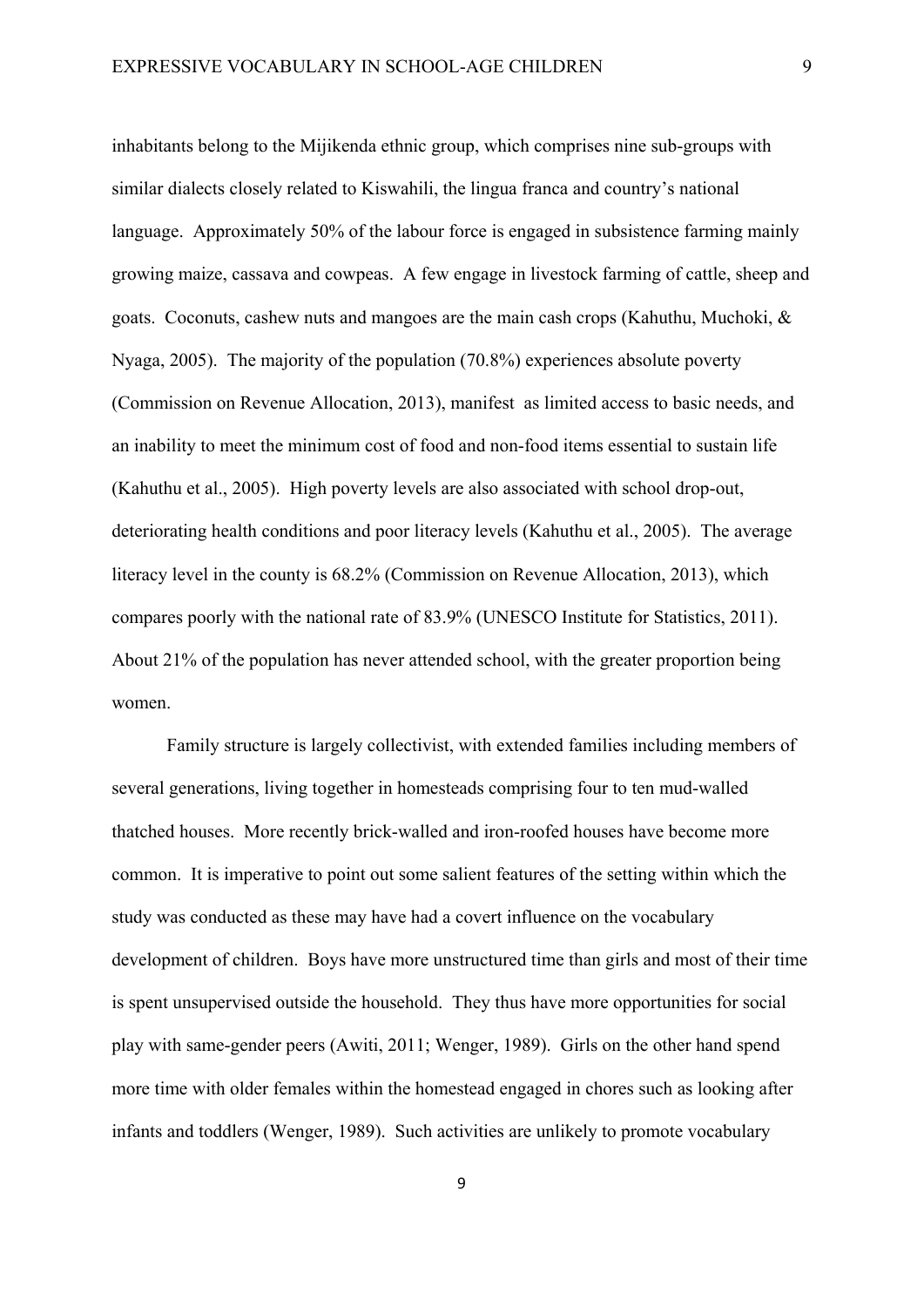inhabitants belong to the Mijikenda ethnic group, which comprises nine sub-groups with similar dialects closely related to Kiswahili, the lingua franca and country's national language. Approximately 50% of the labour force is engaged in subsistence farming mainly growing maize, cassava and cowpeas. A few engage in livestock farming of cattle, sheep and goats. Coconuts, cashew nuts and mangoes are the main cash crops (Kahuthu, Muchoki, & Nyaga, 2005). The majority of the population (70.8%) experiences absolute poverty (Commission on Revenue Allocation, 2013), manifest as limited access to basic needs, and an inability to meet the minimum cost of food and non-food items essential to sustain life (Kahuthu et al., 2005). High poverty levels are also associated with school drop-out, deteriorating health conditions and poor literacy levels (Kahuthu et al., 2005). The average literacy level in the county is 68.2% (Commission on Revenue Allocation, 2013), which compares poorly with the national rate of 83.9% (UNESCO Institute for Statistics, 2011). About 21% of the population has never attended school, with the greater proportion being women.

Family structure is largely collectivist, with extended families including members of several generations, living together in homesteads comprising four to ten mud-walled thatched houses. More recently brick-walled and iron-roofed houses have become more common. It is imperative to point out some salient features of the setting within which the study was conducted as these may have had a covert influence on the vocabulary development of children. Boys have more unstructured time than girls and most of their time is spent unsupervised outside the household. They thus have more opportunities for social play with same-gender peers (Awiti, 2011; Wenger, 1989). Girls on the other hand spend more time with older females within the homestead engaged in chores such as looking after infants and toddlers (Wenger, 1989). Such activities are unlikely to promote vocabulary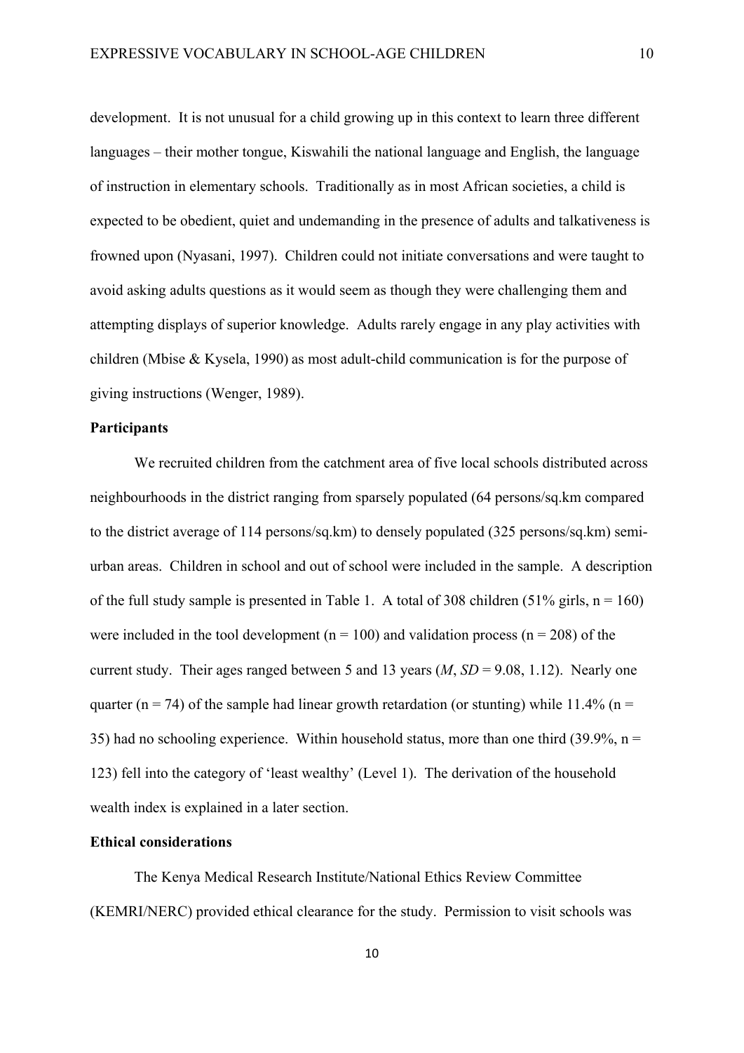development. It is not unusual for a child growing up in this context to learn three different languages – their mother tongue, Kiswahili the national language and English, the language of instruction in elementary schools. Traditionally as in most African societies, a child is expected to be obedient, quiet and undemanding in the presence of adults and talkativeness is frowned upon (Nyasani, 1997). Children could not initiate conversations and were taught to avoid asking adults questions as it would seem as though they were challenging them and attempting displays of superior knowledge. Adults rarely engage in any play activities with children (Mbise & Kysela, 1990) as most adult-child communication is for the purpose of giving instructions (Wenger, 1989).

**Participants**

We recruited children from the catchment area of five local schools distributed across neighbourhoods in the district ranging from sparsely populated (64 persons/sq.km compared to the district average of 114 persons/sq.km) to densely populated (325 persons/sq.km) semi-urban areas. Children in school and out of school were included in the sample. A description of the full study sample is presented in Table 1. A total of 308 children (51% girls, $n = 160$) were included in the tool development ($n = 100$) and validation process ($n = 208$) of the current study. Their ages ranged between 5 and 13 years ($M$, $SD$ = 9.08, 1.12). Nearly one quarter ($n = 74$) of the sample had linear growth retardation (or stunting) while 11.4% ($n = 35$) had no schooling experience. Within household status, more than one third (39.9%, $n = 123$) fell into the category of 'least wealthy' (Level 1). The derivation of the household wealth index is explained in a later section.

**Ethical considerations**

The Kenya Medical Research Institute/National Ethics Review Committee (KEMRI/NERC) provided ethical clearance for the study. Permission to visit schools was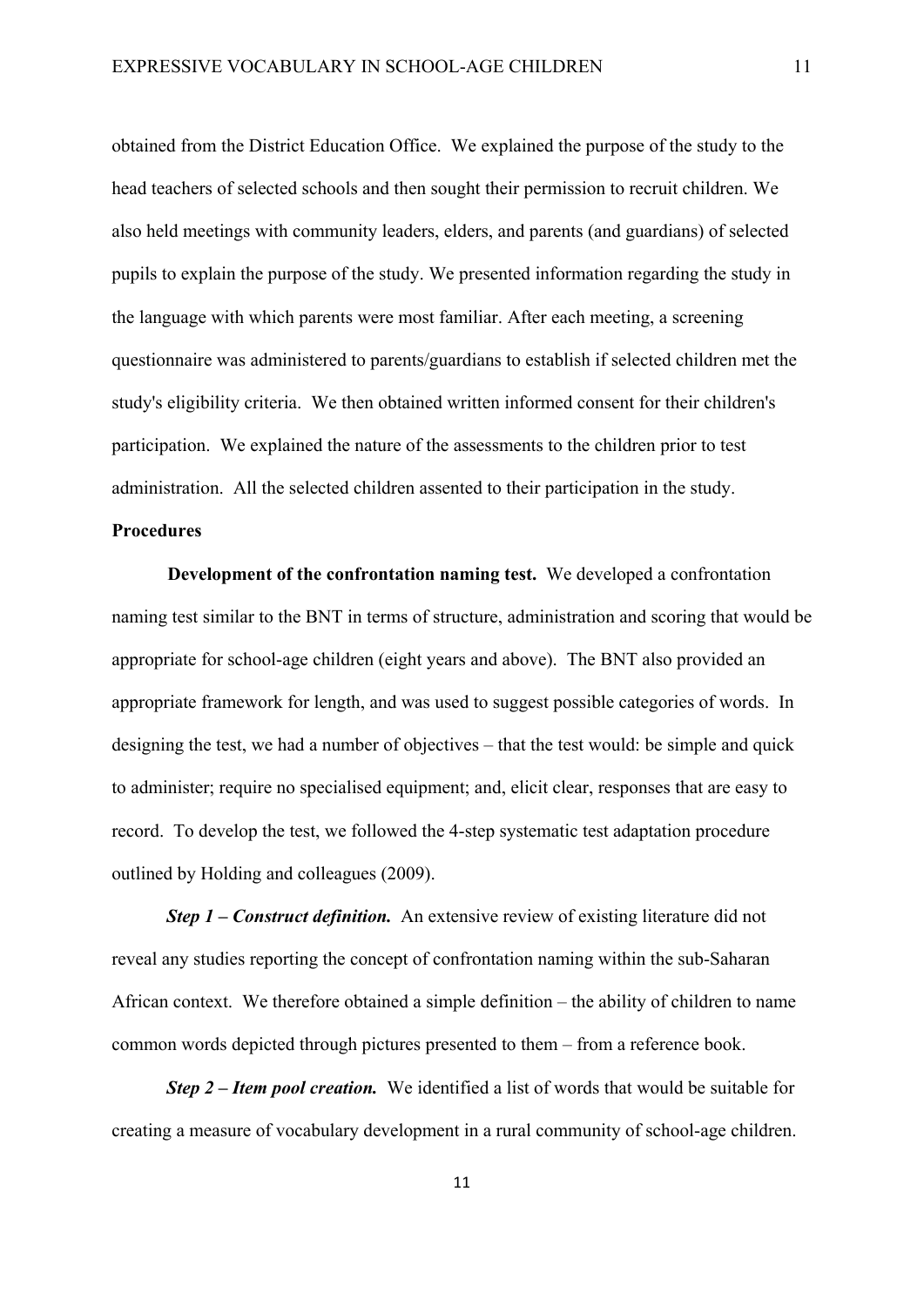obtained from the District Education Office. We explained the purpose of the study to the head teachers of selected schools and then sought their permission to recruit children. We also held meetings with community leaders, elders, and parents (and guardians) of selected pupils to explain the purpose of the study. We presented information regarding the study in the language with which parents were most familiar. After each meeting, a screening questionnaire was administered to parents/guardians to establish if selected children met the study's eligibility criteria. We then obtained written informed consent for their children's participation. We explained the nature of the assessments to the children prior to test administration. All the selected children assented to their participation in the study.

**Procedures**

**Development of the confrontation naming test.** We developed a confrontation naming test similar to the BNT in terms of structure, administration and scoring that would be appropriate for school-age children (eight years and above). The BNT also provided an appropriate framework for length, and was used to suggest possible categories of words. In designing the test, we had a number of objectives – that the test would: be simple and quick to administer; require no specialised equipment; and, elicit clear, responses that are easy to record. To develop the test, we followed the 4-step systematic test adaptation procedure outlined by Holding and colleagues (2009).

***Step 1 – Construct definition.*** An extensive review of existing literature did not reveal any studies reporting the concept of confrontation naming within the sub-Saharan African context. We therefore obtained a simple definition – the ability of children to name common words depicted through pictures presented to them – from a reference book.

***Step 2 – Item pool creation.*** We identified a list of words that would be suitable for creating a measure of vocabulary development in a rural community of school-age children.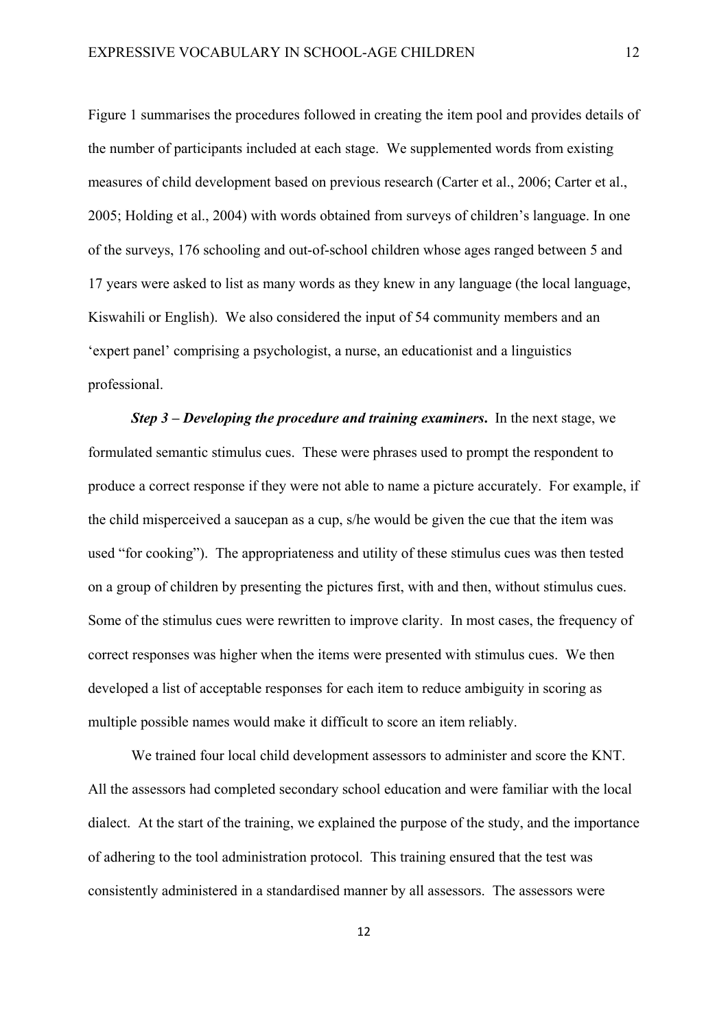Figure 1 summarises the procedures followed in creating the item pool and provides details of the number of participants included at each stage. We supplemented words from existing measures of child development based on previous research (Carter et al., 2006; Carter et al., 2005; Holding et al., 2004) with words obtained from surveys of children's language. In one of the surveys, 176 schooling and out-of-school children whose ages ranged between 5 and 17 years were asked to list as many words as they knew in any language (the local language, Kiswahili or English). We also considered the input of 54 community members and an 'expert panel' comprising a psychologist, a nurse, an educationist and a linguistics professional.

***Step 3 – Developing the procedure and training examiners.*** In the next stage, we formulated semantic stimulus cues. These were phrases used to prompt the respondent to produce a correct response if they were not able to name a picture accurately. For example, if the child misperceived a saucepan as a cup, s/he would be given the cue that the item was used "for cooking"). The appropriateness and utility of these stimulus cues was then tested on a group of children by presenting the pictures first, with and then, without stimulus cues. Some of the stimulus cues were rewritten to improve clarity. In most cases, the frequency of correct responses was higher when the items were presented with stimulus cues. We then developed a list of acceptable responses for each item to reduce ambiguity in scoring as multiple possible names would make it difficult to score an item reliably.

We trained four local child development assessors to administer and score the KNT. All the assessors had completed secondary school education and were familiar with the local dialect. At the start of the training, we explained the purpose of the study, and the importance of adhering to the tool administration protocol. This training ensured that the test was consistently administered in a standardised manner by all assessors. The assessors were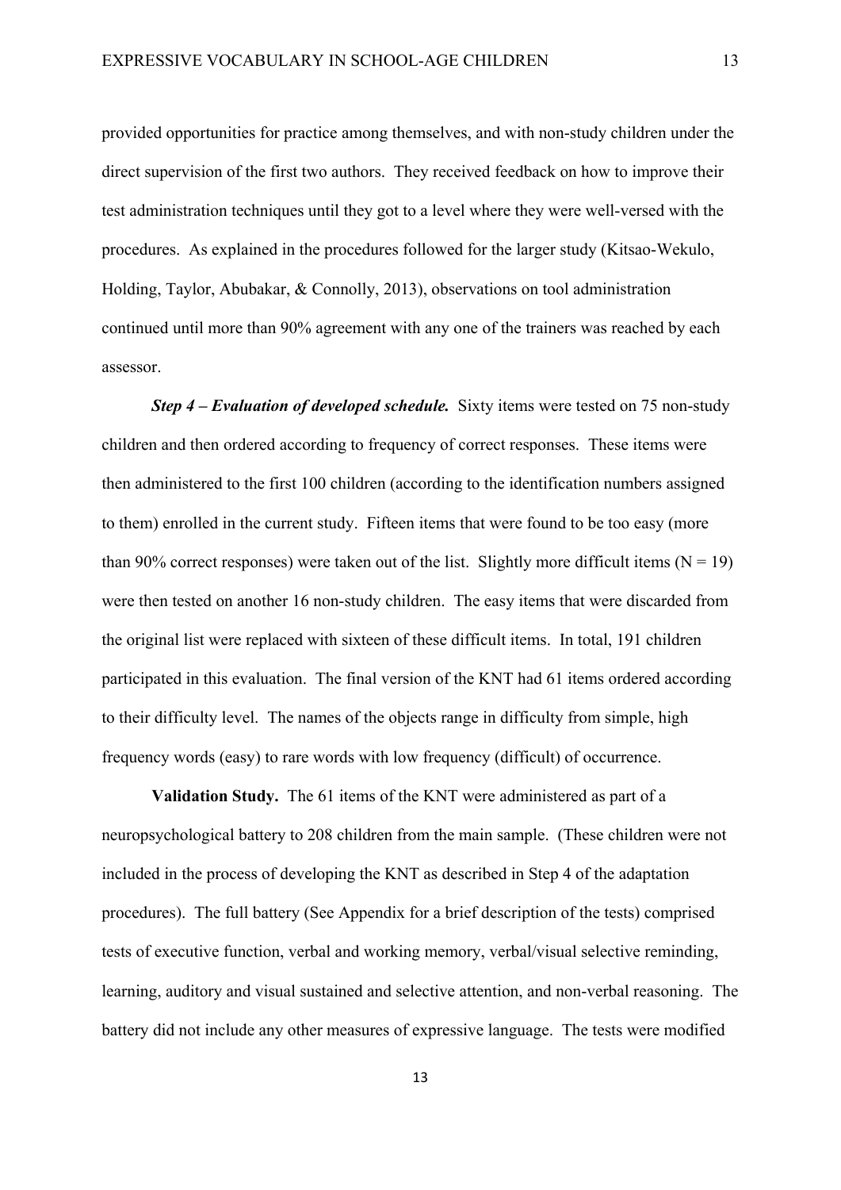provided opportunities for practice among themselves, and with non-study children under the direct supervision of the first two authors. They received feedback on how to improve their test administration techniques until they got to a level where they were well-versed with the procedures. As explained in the procedures followed for the larger study (Kitsao-Wekulo, Holding, Taylor, Abubakar, & Connolly, 2013), observations on tool administration continued until more than 90% agreement with any one of the trainers was reached by each assessor.

***Step 4 – Evaluation of developed schedule.*** Sixty items were tested on 75 non-study children and then ordered according to frequency of correct responses. These items were then administered to the first 100 children (according to the identification numbers assigned to them) enrolled in the current study. Fifteen items that were found to be too easy (more than 90% correct responses) were taken out of the list. Slightly more difficult items (N = 19) were then tested on another 16 non-study children. The easy items that were discarded from the original list were replaced with sixteen of these difficult items. In total, 191 children participated in this evaluation. The final version of the KNT had 61 items ordered according to their difficulty level. The names of the objects range in difficulty from simple, high frequency words (easy) to rare words with low frequency (difficult) of occurrence.

**Validation Study.** The 61 items of the KNT were administered as part of a neuropsychological battery to 208 children from the main sample. (These children were not included in the process of developing the KNT as described in Step 4 of the adaptation procedures). The full battery (See Appendix for a brief description of the tests) comprised tests of executive function, verbal and working memory, verbal/visual selective reminding, learning, auditory and visual sustained and selective attention, and non-verbal reasoning. The battery did not include any other measures of expressive language. The tests were modified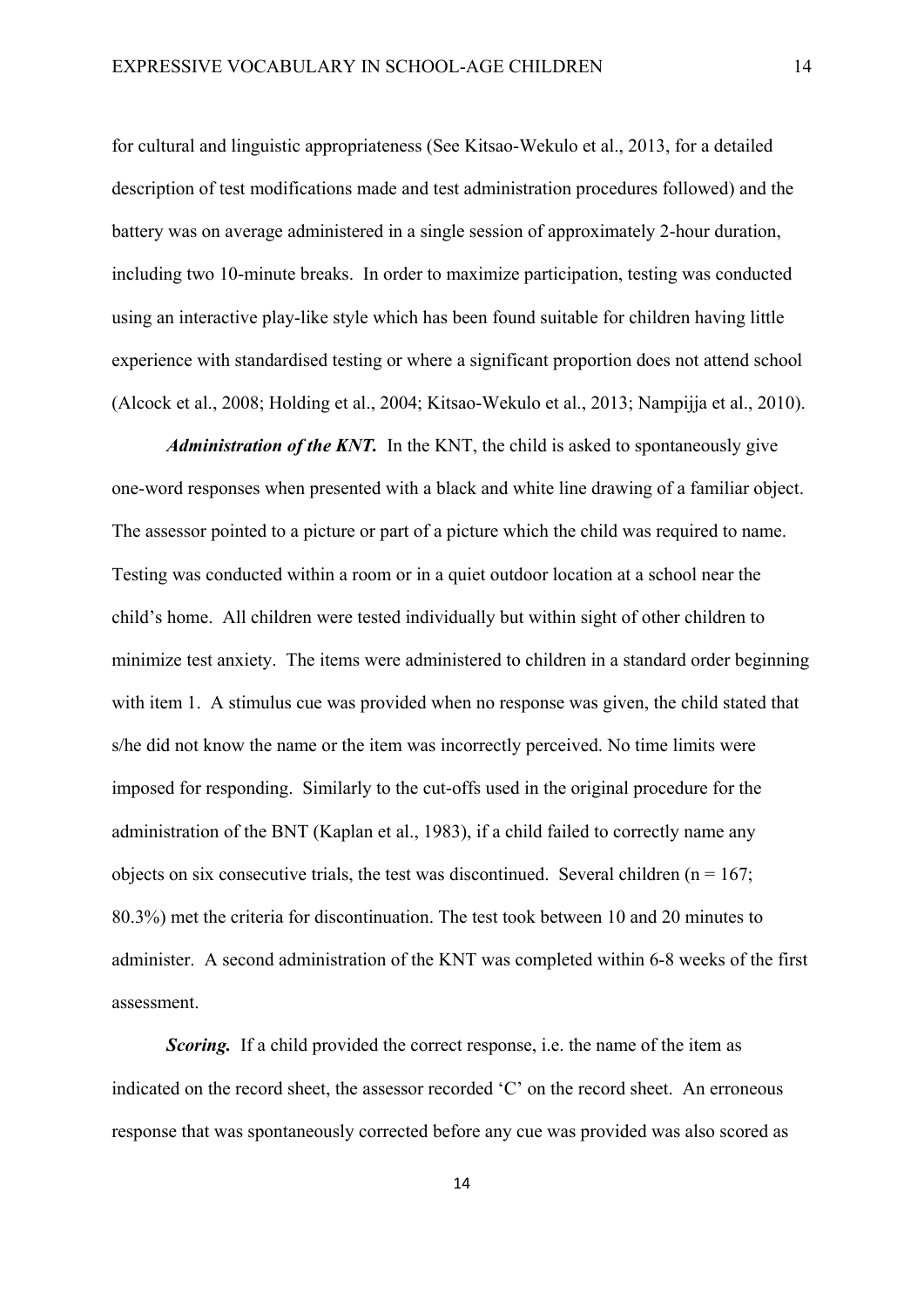for cultural and linguistic appropriateness (See Kitsao-Wekulo et al., 2013, for a detailed description of test modifications made and test administration procedures followed) and the battery was on average administered in a single session of approximately 2-hour duration, including two 10-minute breaks. In order to maximize participation, testing was conducted using an interactive play-like style which has been found suitable for children having little experience with standardised testing or where a significant proportion does not attend school (Alcock et al., 2008; Holding et al., 2004; Kitsao-Wekulo et al., 2013; Nampijja et al., 2010).

***Administration of the KNT.*** In the KNT, the child is asked to spontaneously give one-word responses when presented with a black and white line drawing of a familiar object. The assessor pointed to a picture or part of a picture which the child was required to name. Testing was conducted within a room or in a quiet outdoor location at a school near the child's home. All children were tested individually but within sight of other children to minimize test anxiety. The items were administered to children in a standard order beginning with item 1. A stimulus cue was provided when no response was given, the child stated that s/he did not know the name or the item was incorrectly perceived. No time limits were imposed for responding. Similarly to the cut-offs used in the original procedure for the administration of the BNT (Kaplan et al., 1983), if a child failed to correctly name any objects on six consecutive trials, the test was discontinued. Several children ($n = 167$; 80.3%) met the criteria for discontinuation. The test took between 10 and 20 minutes to administer. A second administration of the KNT was completed within 6-8 weeks of the first assessment.

***Scoring.*** If a child provided the correct response, i.e. the name of the item as indicated on the record sheet, the assessor recorded 'C' on the record sheet. An erroneous response that was spontaneously corrected before any cue was provided was also scored as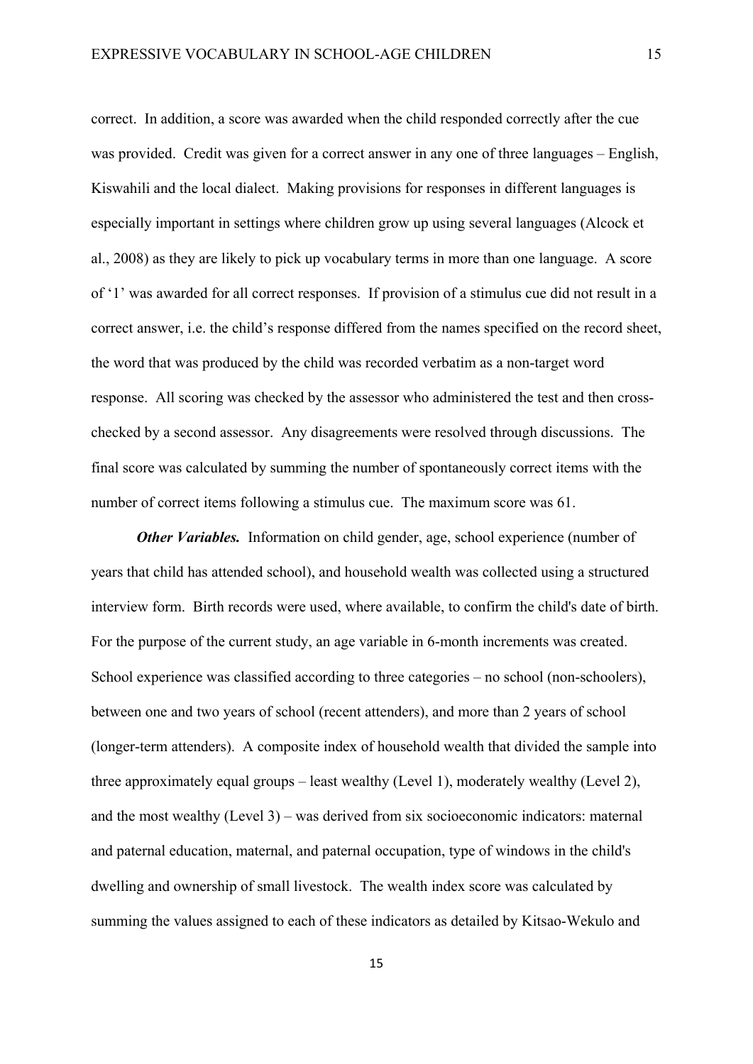correct. In addition, a score was awarded when the child responded correctly after the cue was provided. Credit was given for a correct answer in any one of three languages – English, Kiswahili and the local dialect. Making provisions for responses in different languages is especially important in settings where children grow up using several languages (Alcock et al., 2008) as they are likely to pick up vocabulary terms in more than one language. A score of '1' was awarded for all correct responses. If provision of a stimulus cue did not result in a correct answer, i.e. the child's response differed from the names specified on the record sheet, the word that was produced by the child was recorded verbatim as a non-target word response. All scoring was checked by the assessor who administered the test and then cross-checked by a second assessor. Any disagreements were resolved through discussions. The final score was calculated by summing the number of spontaneously correct items with the number of correct items following a stimulus cue. The maximum score was 61.

***Other Variables.*** Information on child gender, age, school experience (number of years that child has attended school), and household wealth was collected using a structured interview form. Birth records were used, where available, to confirm the child's date of birth. For the purpose of the current study, an age variable in 6-month increments was created. School experience was classified according to three categories – no school (non-schoolers), between one and two years of school (recent attenders), and more than 2 years of school (longer-term attenders). A composite index of household wealth that divided the sample into three approximately equal groups – least wealthy (Level 1), moderately wealthy (Level 2), and the most wealthy (Level 3) – was derived from six socioeconomic indicators: maternal and paternal education, maternal, and paternal occupation, type of windows in the child's dwelling and ownership of small livestock. The wealth index score was calculated by summing the values assigned to each of these indicators as detailed by Kitsao-Wekulo and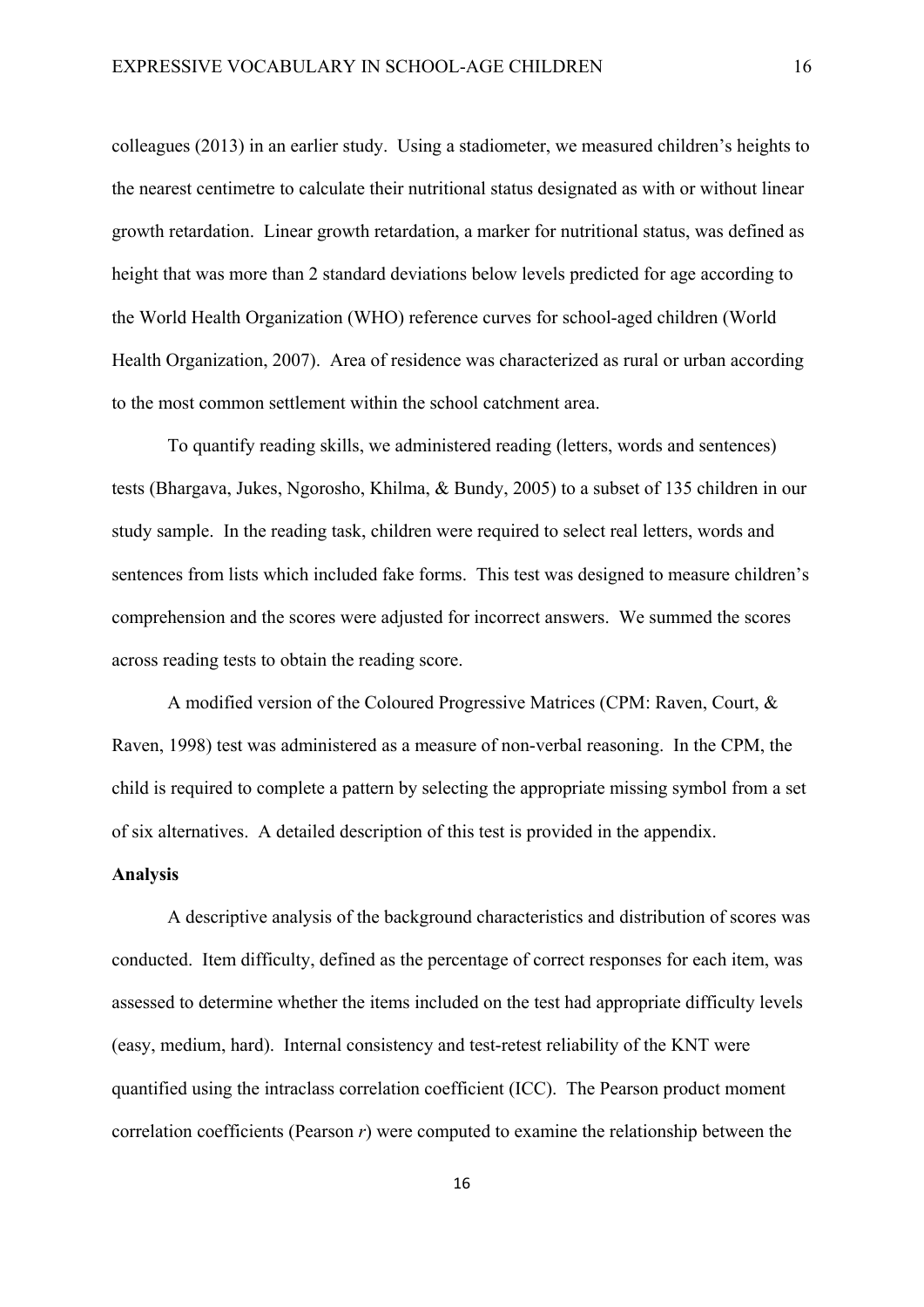colleagues (2013) in an earlier study. Using a stadiometer, we measured children's heights to the nearest centimetre to calculate their nutritional status designated as with or without linear growth retardation. Linear growth retardation, a marker for nutritional status, was defined as height that was more than 2 standard deviations below levels predicted for age according to the World Health Organization (WHO) reference curves for school-aged children (World Health Organization, 2007). Area of residence was characterized as rural or urban according to the most common settlement within the school catchment area.

To quantify reading skills, we administered reading (letters, words and sentences) tests (Bhargava, Jukes, Ngorosho, Khilma, & Bundy, 2005) to a subset of 135 children in our study sample. In the reading task, children were required to select real letters, words and sentences from lists which included fake forms. This test was designed to measure children's comprehension and the scores were adjusted for incorrect answers. We summed the scores across reading tests to obtain the reading score.

A modified version of the Coloured Progressive Matrices (CPM: Raven, Court, & Raven, 1998) test was administered as a measure of non-verbal reasoning. In the CPM, the child is required to complete a pattern by selecting the appropriate missing symbol from a set of six alternatives. A detailed description of this test is provided in the appendix.

**Analysis**

A descriptive analysis of the background characteristics and distribution of scores was conducted. Item difficulty, defined as the percentage of correct responses for each item, was assessed to determine whether the items included on the test had appropriate difficulty levels (easy, medium, hard). Internal consistency and test-retest reliability of the KNT were quantified using the intraclass correlation coefficient (ICC). The Pearson product moment correlation coefficients (Pearson $r$) were computed to examine the relationship between the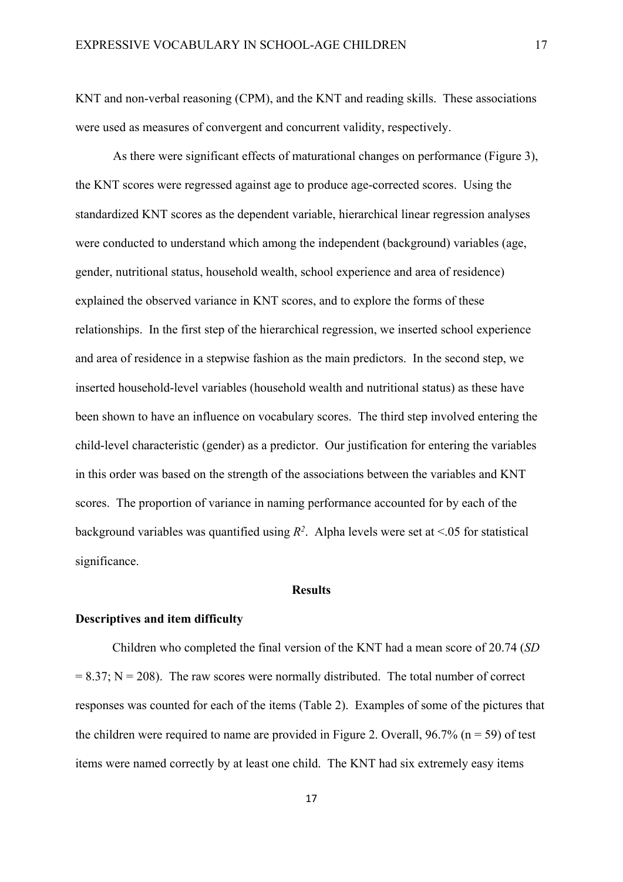KNT and non-verbal reasoning (CPM), and the KNT and reading skills. These associations were used as measures of convergent and concurrent validity, respectively.

As there were significant effects of maturational changes on performance (Figure 3), the KNT scores were regressed against age to produce age-corrected scores. Using the standardized KNT scores as the dependent variable, hierarchical linear regression analyses were conducted to understand which among the independent (background) variables (age, gender, nutritional status, household wealth, school experience and area of residence) explained the observed variance in KNT scores, and to explore the forms of these relationships. In the first step of the hierarchical regression, we inserted school experience and area of residence in a stepwise fashion as the main predictors. In the second step, we inserted household-level variables (household wealth and nutritional status) as these have been shown to have an influence on vocabulary scores. The third step involved entering the child-level characteristic (gender) as a predictor. Our justification for entering the variables in this order was based on the strength of the associations between the variables and KNT scores. The proportion of variance in naming performance accounted for by each of the background variables was quantified using $R^2$. Alpha levels were set at <.05 for statistical significance.

## Results

### Descriptives and item difficulty

Children who completed the final version of the KNT had a mean score of 20.74 (*SD* = 8.37; N = 208). The raw scores were normally distributed. The total number of correct responses was counted for each of the items (Table 2). Examples of some of the pictures that the children were required to name are provided in Figure 2. Overall, 96.7% (n = 59) of test items were named correctly by at least one child. The KNT had six extremely easy items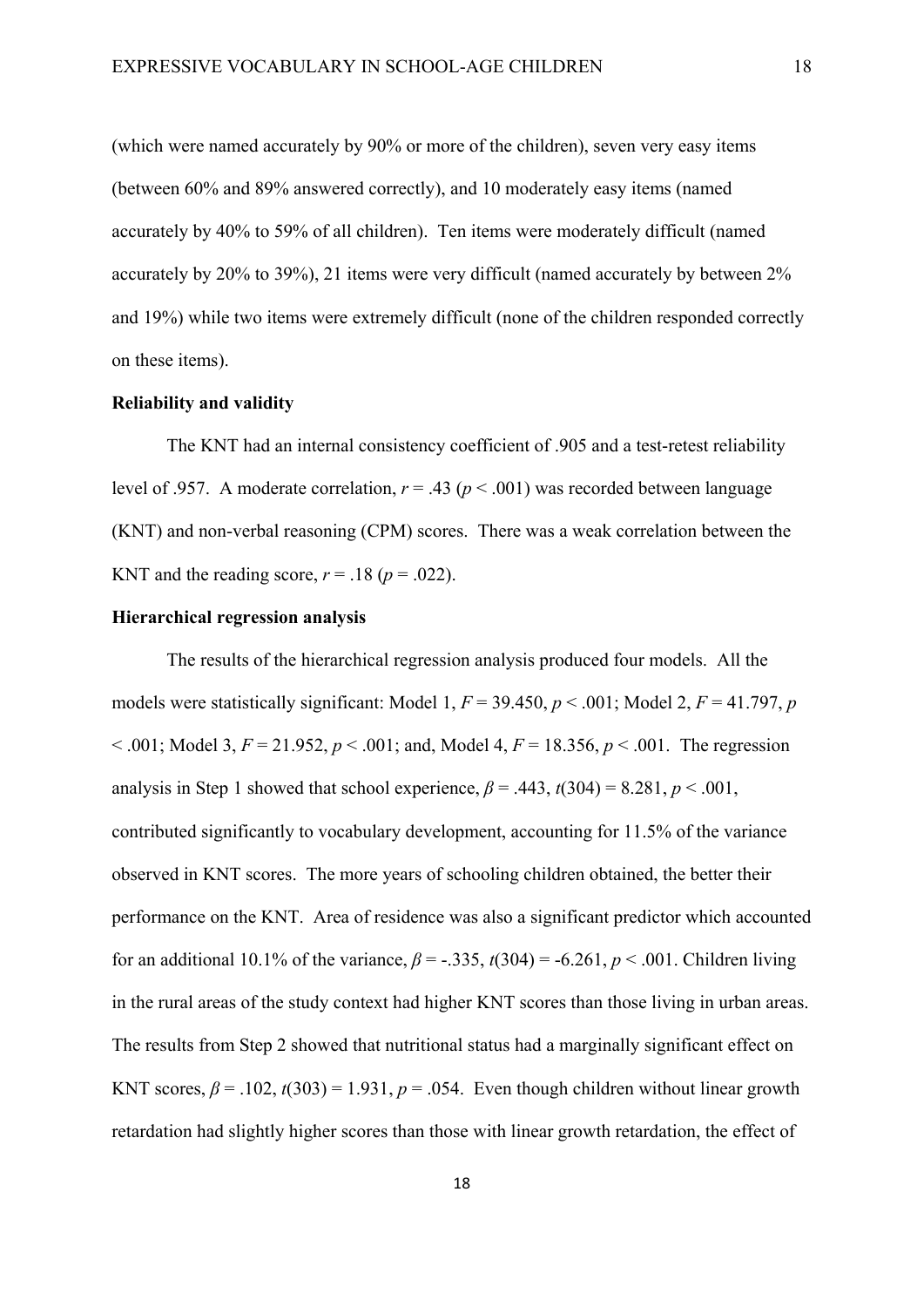(which were named accurately by 90% or more of the children), seven very easy items (between 60% and 89% answered correctly), and 10 moderately easy items (named accurately by 40% to 59% of all children). Ten items were moderately difficult (named accurately by 20% to 39%), 21 items were very difficult (named accurately by between 2% and 19%) while two items were extremely difficult (none of the children responded correctly on these items).

**Reliability and validity**

The KNT had an internal consistency coefficient of .905 and a test-retest reliability level of .957. A moderate correlation, $r = .43$ ($p < .001$) was recorded between language (KNT) and non-verbal reasoning (CPM) scores. There was a weak correlation between the KNT and the reading score, $r = .18$ ($p = .022$).

**Hierarchical regression analysis**

The results of the hierarchical regression analysis produced four models. All the models were statistically significant: Model 1, $F = 39.450$, $p < .001$; Model 2, $F = 41.797$, $p < .001$; Model 3, $F = 21.952$, $p < .001$; and, Model 4, $F = 18.356$, $p < .001$. The regression analysis in Step 1 showed that school experience, $\beta = .443$, $t(304) = 8.281$, $p < .001$, contributed significantly to vocabulary development, accounting for 11.5% of the variance observed in KNT scores. The more years of schooling children obtained, the better their performance on the KNT. Area of residence was also a significant predictor which accounted for an additional 10.1% of the variance, $\beta = -.335$, $t(304) = -6.261$, $p < .001$. Children living in the rural areas of the study context had higher KNT scores than those living in urban areas. The results from Step 2 showed that nutritional status had a marginally significant effect on KNT scores, $\beta = .102$, $t(303) = 1.931$, $p = .054$. Even though children without linear growth retardation had slightly higher scores than those with linear growth retardation, the effect of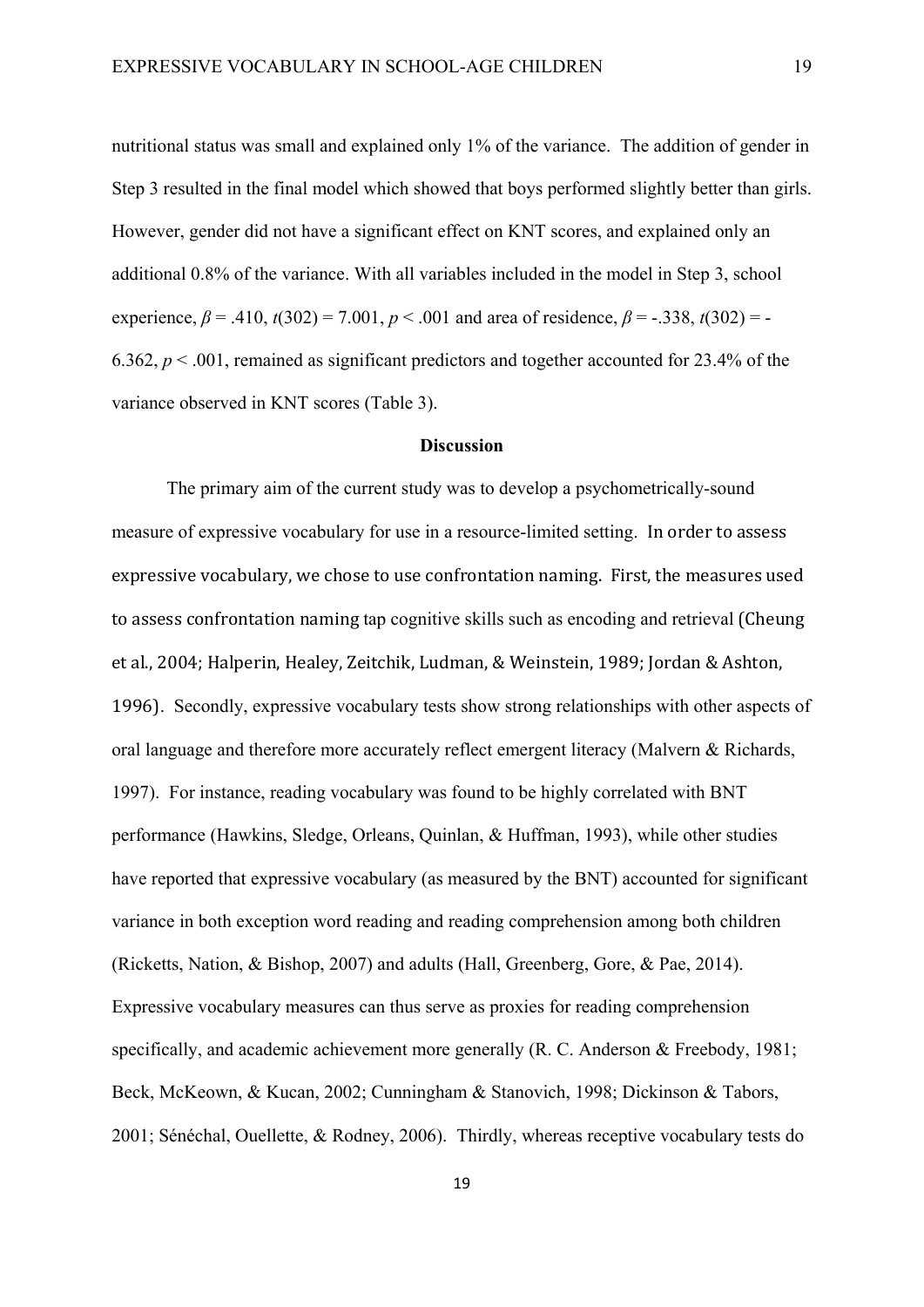nutritional status was small and explained only 1% of the variance. The addition of gender in Step 3 resulted in the final model which showed that boys performed slightly better than girls. However, gender did not have a significant effect on KNT scores, and explained only an additional 0.8% of the variance. With all variables included in the model in Step 3, school experience, $\beta = .410$, $t(302) = 7.001$, $p < .001$ and area of residence, $\beta = -.338$, $t(302) = -6.362$, $p < .001$, remained as significant predictors and together accounted for 23.4% of the variance observed in KNT scores (Table 3).

## Discussion

The primary aim of the current study was to develop a psychometrically-sound measure of expressive vocabulary for use in a resource-limited setting. In order to assess expressive vocabulary, we chose to use confrontation naming. First, the measures used to assess confrontation naming tap cognitive skills such as encoding and retrieval (Cheung et al., 2004; Halperin, Healey, Zeitchik, Ludman, & Weinstein, 1989; Jordan & Ashton, 1996). Secondly, expressive vocabulary tests show strong relationships with other aspects of oral language and therefore more accurately reflect emergent literacy (Malvern & Richards, 1997). For instance, reading vocabulary was found to be highly correlated with BNT performance (Hawkins, Sledge, Orleans, Quinlan, & Huffman, 1993), while other studies have reported that expressive vocabulary (as measured by the BNT) accounted for significant variance in both exception word reading and reading comprehension among both children (Ricketts, Nation, & Bishop, 2007) and adults (Hall, Greenberg, Gore, & Pae, 2014). Expressive vocabulary measures can thus serve as proxies for reading comprehension specifically, and academic achievement more generally (R. C. Anderson & Freebody, 1981; Beck, McKeown, & Kucan, 2002; Cunningham & Stanovich, 1998; Dickinson & Tabors, 2001; Sénéchal, Ouellette, & Rodney, 2006). Thirdly, whereas receptive vocabulary tests do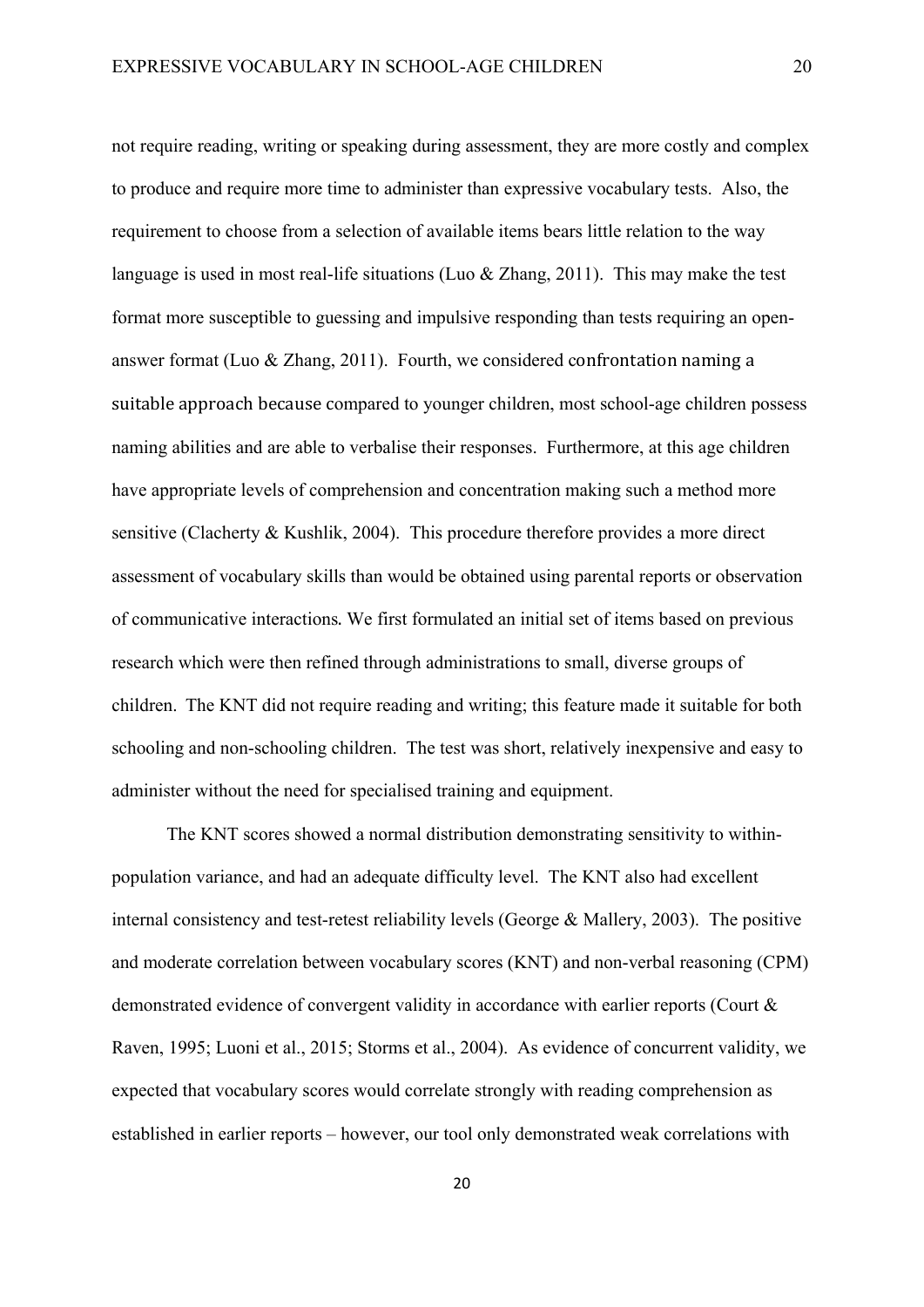not require reading, writing or speaking during assessment, they are more costly and complex to produce and require more time to administer than expressive vocabulary tests. Also, the requirement to choose from a selection of available items bears little relation to the way language is used in most real-life situations (Luo & Zhang, 2011). This may make the test format more susceptible to guessing and impulsive responding than tests requiring an open-answer format (Luo & Zhang, 2011). Fourth, we considered confrontation naming a suitable approach because compared to younger children, most school-age children possess naming abilities and are able to verbalise their responses. Furthermore, at this age children have appropriate levels of comprehension and concentration making such a method more sensitive (Clacherty & Kushlik, 2004). This procedure therefore provides a more direct assessment of vocabulary skills than would be obtained using parental reports or observation of communicative interactions. We first formulated an initial set of items based on previous research which were then refined through administrations to small, diverse groups of children. The KNT did not require reading and writing; this feature made it suitable for both schooling and non-schooling children. The test was short, relatively inexpensive and easy to administer without the need for specialised training and equipment.

The KNT scores showed a normal distribution demonstrating sensitivity to within-population variance, and had an adequate difficulty level. The KNT also had excellent internal consistency and test-retest reliability levels (George & Mallery, 2003). The positive and moderate correlation between vocabulary scores (KNT) and non-verbal reasoning (CPM) demonstrated evidence of convergent validity in accordance with earlier reports (Court & Raven, 1995; Luoni et al., 2015; Storms et al., 2004). As evidence of concurrent validity, we expected that vocabulary scores would correlate strongly with reading comprehension as established in earlier reports – however, our tool only demonstrated weak correlations with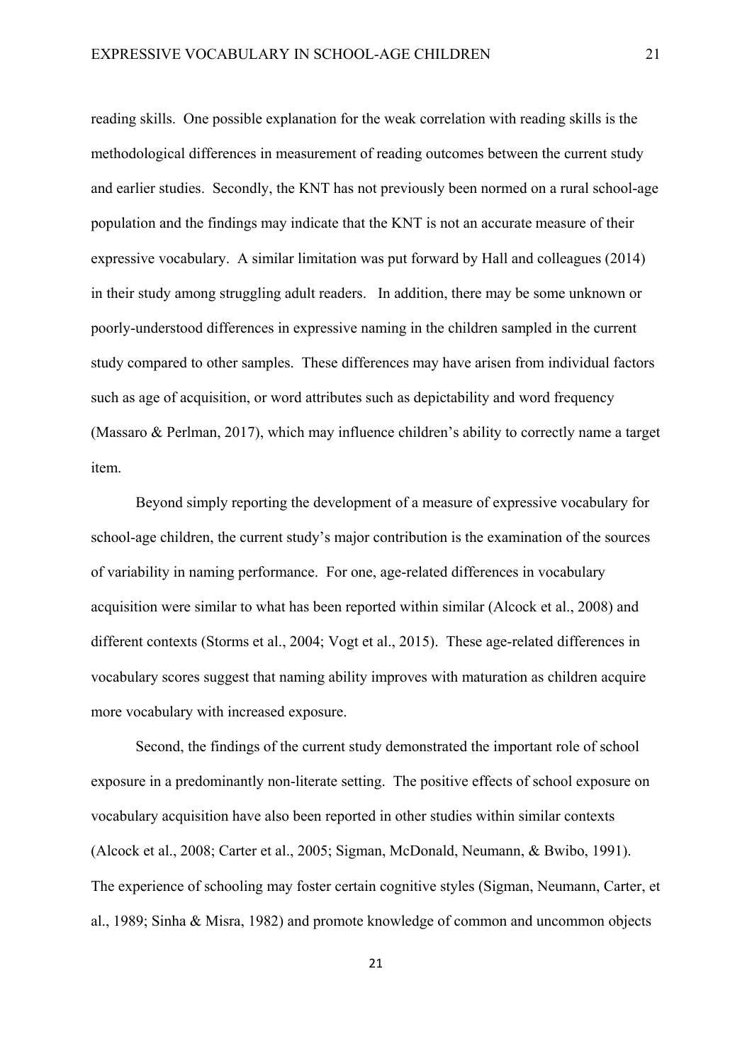reading skills. One possible explanation for the weak correlation with reading skills is the methodological differences in measurement of reading outcomes between the current study and earlier studies. Secondly, the KNT has not previously been normed on a rural school-age population and the findings may indicate that the KNT is not an accurate measure of their expressive vocabulary. A similar limitation was put forward by Hall and colleagues (2014) in their study among struggling adult readers. In addition, there may be some unknown or poorly-understood differences in expressive naming in the children sampled in the current study compared to other samples. These differences may have arisen from individual factors such as age of acquisition, or word attributes such as depictability and word frequency (Massaro & Perlman, 2017), which may influence children's ability to correctly name a target item.

Beyond simply reporting the development of a measure of expressive vocabulary for school-age children, the current study's major contribution is the examination of the sources of variability in naming performance. For one, age-related differences in vocabulary acquisition were similar to what has been reported within similar (Alcock et al., 2008) and different contexts (Storms et al., 2004; Vogt et al., 2015). These age-related differences in vocabulary scores suggest that naming ability improves with maturation as children acquire more vocabulary with increased exposure.

Second, the findings of the current study demonstrated the important role of school exposure in a predominantly non-literate setting. The positive effects of school exposure on vocabulary acquisition have also been reported in other studies within similar contexts (Alcock et al., 2008; Carter et al., 2005; Sigman, McDonald, Neumann, & Bwibo, 1991). The experience of schooling may foster certain cognitive styles (Sigman, Neumann, Carter, et al., 1989; Sinha & Misra, 1982) and promote knowledge of common and uncommon objects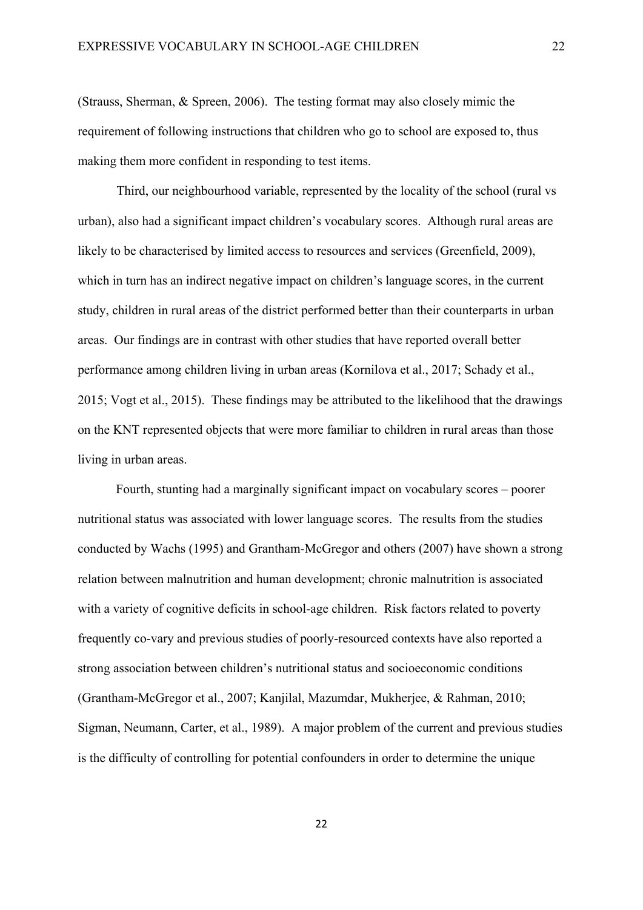(Strauss, Sherman, & Spreen, 2006). The testing format may also closely mimic the requirement of following instructions that children who go to school are exposed to, thus making them more confident in responding to test items.

Third, our neighbourhood variable, represented by the locality of the school (rural vs urban), also had a significant impact children's vocabulary scores. Although rural areas are likely to be characterised by limited access to resources and services (Greenfield, 2009), which in turn has an indirect negative impact on children's language scores, in the current study, children in rural areas of the district performed better than their counterparts in urban areas. Our findings are in contrast with other studies that have reported overall better performance among children living in urban areas (Kornilova et al., 2017; Schady et al., 2015; Vogt et al., 2015). These findings may be attributed to the likelihood that the drawings on the KNT represented objects that were more familiar to children in rural areas than those living in urban areas.

Fourth, stunting had a marginally significant impact on vocabulary scores – poorer nutritional status was associated with lower language scores. The results from the studies conducted by Wachs (1995) and Grantham-McGregor and others (2007) have shown a strong relation between malnutrition and human development; chronic malnutrition is associated with a variety of cognitive deficits in school-age children. Risk factors related to poverty frequently co-vary and previous studies of poorly-resourced contexts have also reported a strong association between children's nutritional status and socioeconomic conditions (Grantham-McGregor et al., 2007; Kanjilal, Mazumdar, Mukherjee, & Rahman, 2010; Sigman, Neumann, Carter, et al., 1989). A major problem of the current and previous studies is the difficulty of controlling for potential confounders in order to determine the unique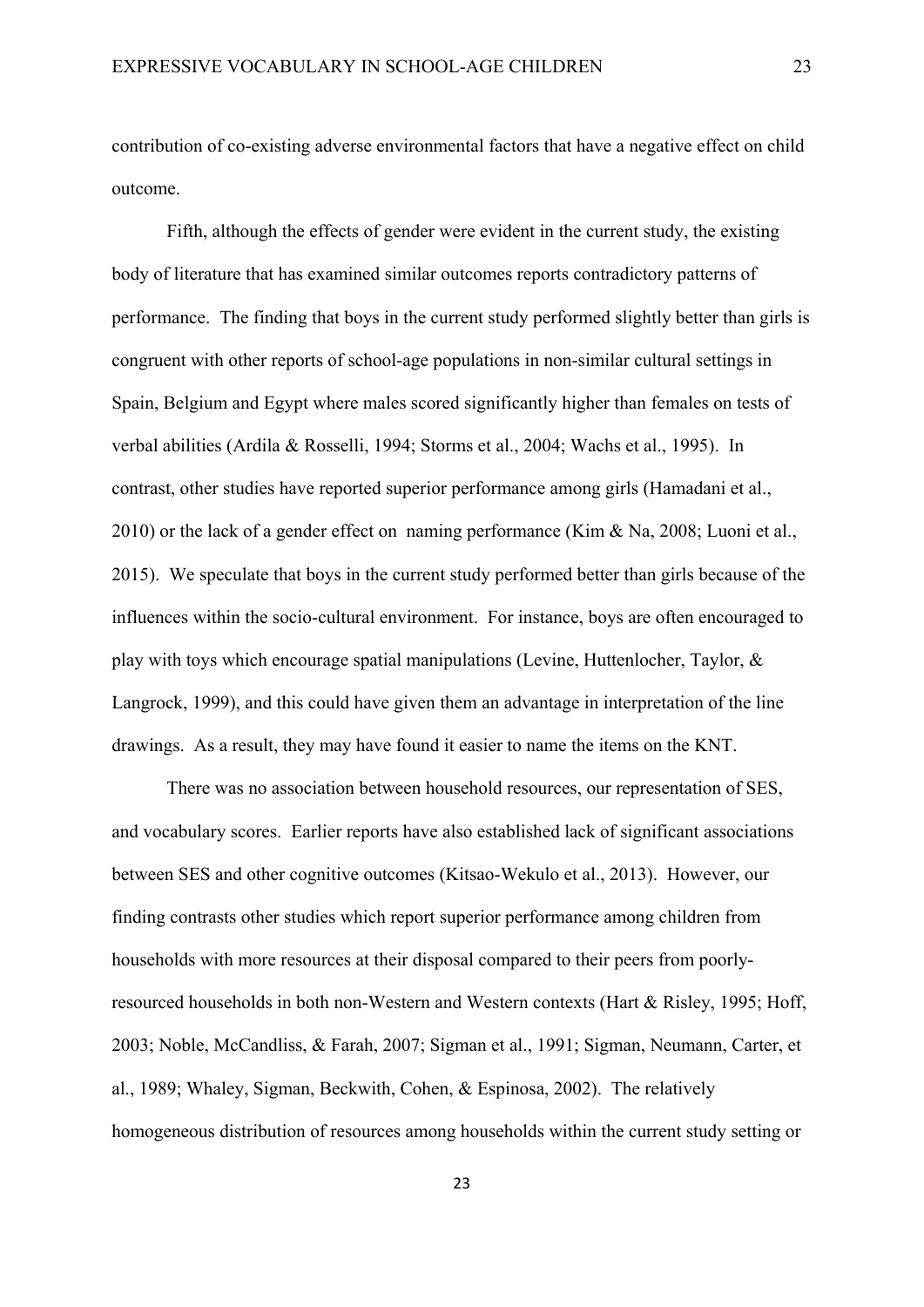contribution of co-existing adverse environmental factors that have a negative effect on child outcome.

Fifth, although the effects of gender were evident in the current study, the existing body of literature that has examined similar outcomes reports contradictory patterns of performance. The finding that boys in the current study performed slightly better than girls is congruent with other reports of school-age populations in non-similar cultural settings in Spain, Belgium and Egypt where males scored significantly higher than females on tests of verbal abilities (Ardila & Rosselli, 1994; Storms et al., 2004; Wachs et al., 1995). In contrast, other studies have reported superior performance among girls (Hamadani et al., 2010) or the lack of a gender effect on naming performance (Kim & Na, 2008; Luoni et al., 2015). We speculate that boys in the current study performed better than girls because of the influences within the socio-cultural environment. For instance, boys are often encouraged to play with toys which encourage spatial manipulations (Levine, Huttenlocher, Taylor, & Langrock, 1999), and this could have given them an advantage in interpretation of the line drawings. As a result, they may have found it easier to name the items on the KNT.

There was no association between household resources, our representation of SES, and vocabulary scores. Earlier reports have also established lack of significant associations between SES and other cognitive outcomes (Kitsao-Wekulo et al., 2013). However, our finding contrasts other studies which report superior performance among children from households with more resources at their disposal compared to their peers from poorly-resourced households in both non-Western and Western contexts (Hart & Risley, 1995; Hoff, 2003; Noble, McCandliss, & Farah, 2007; Sigman et al., 1991; Sigman, Neumann, Carter, et al., 1989; Whaley, Sigman, Beckwith, Cohen, & Espinosa, 2002). The relatively homogeneous distribution of resources among households within the current study setting or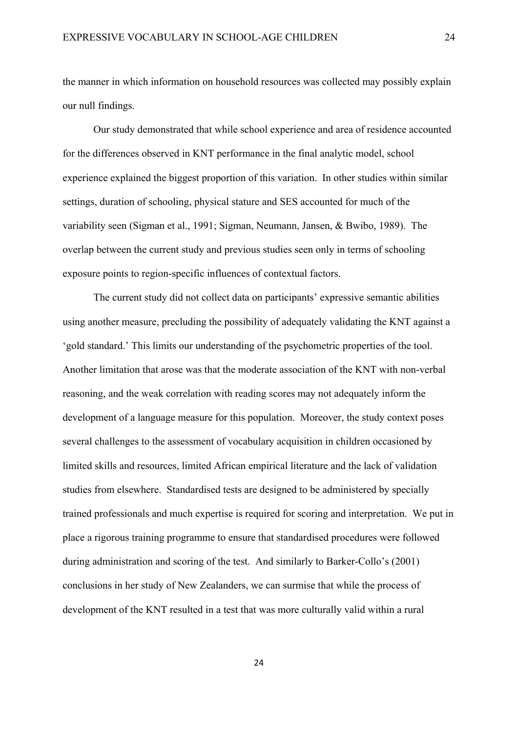the manner in which information on household resources was collected may possibly explain our null findings.

Our study demonstrated that while school experience and area of residence accounted for the differences observed in KNT performance in the final analytic model, school experience explained the biggest proportion of this variation. In other studies within similar settings, duration of schooling, physical stature and SES accounted for much of the variability seen (Sigman et al., 1991; Sigman, Neumann, Jansen, & Bwibo, 1989). The overlap between the current study and previous studies seen only in terms of schooling exposure points to region-specific influences of contextual factors.

The current study did not collect data on participants' expressive semantic abilities using another measure, precluding the possibility of adequately validating the KNT against a 'gold standard.' This limits our understanding of the psychometric properties of the tool. Another limitation that arose was that the moderate association of the KNT with non-verbal reasoning, and the weak correlation with reading scores may not adequately inform the development of a language measure for this population. Moreover, the study context poses several challenges to the assessment of vocabulary acquisition in children occasioned by limited skills and resources, limited African empirical literature and the lack of validation studies from elsewhere. Standardised tests are designed to be administered by specially trained professionals and much expertise is required for scoring and interpretation. We put in place a rigorous training programme to ensure that standardised procedures were followed during administration and scoring of the test. And similarly to Barker-Collo's (2001) conclusions in her study of New Zealanders, we can surmise that while the process of development of the KNT resulted in a test that was more culturally valid within a rural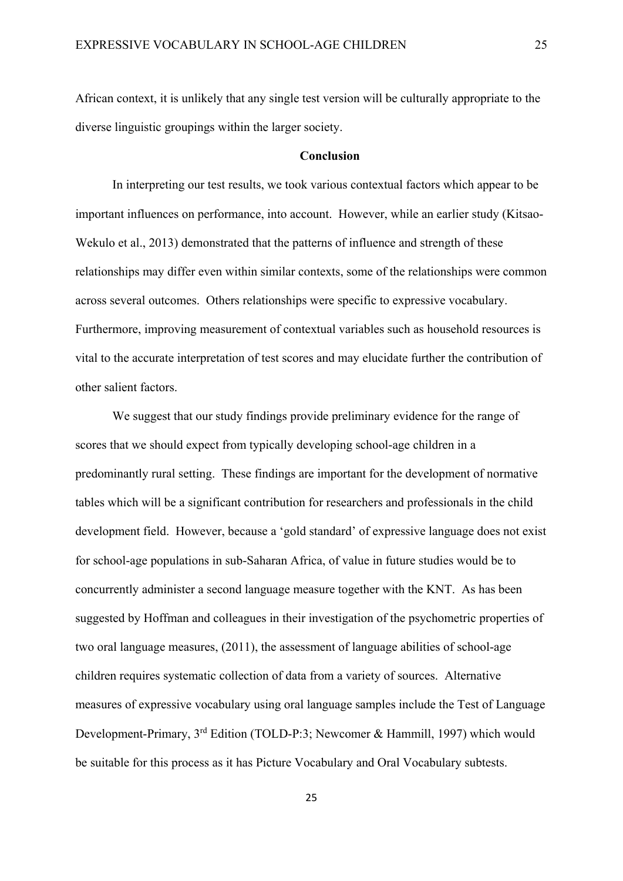African context, it is unlikely that any single test version will be culturally appropriate to the diverse linguistic groupings within the larger society.

## Conclusion

In interpreting our test results, we took various contextual factors which appear to be important influences on performance, into account. However, while an earlier study (Kitsao-Wekulo et al., 2013) demonstrated that the patterns of influence and strength of these relationships may differ even within similar contexts, some of the relationships were common across several outcomes. Others relationships were specific to expressive vocabulary. Furthermore, improving measurement of contextual variables such as household resources is vital to the accurate interpretation of test scores and may elucidate further the contribution of other salient factors.

We suggest that our study findings provide preliminary evidence for the range of scores that we should expect from typically developing school-age children in a predominantly rural setting. These findings are important for the development of normative tables which will be a significant contribution for researchers and professionals in the child development field. However, because a 'gold standard' of expressive language does not exist for school-age populations in sub-Saharan Africa, of value in future studies would be to concurrently administer a second language measure together with the KNT. As has been suggested by Hoffman and colleagues in their investigation of the psychometric properties of two oral language measures, (2011), the assessment of language abilities of school-age children requires systematic collection of data from a variety of sources. Alternative measures of expressive vocabulary using oral language samples include the Test of Language Development-Primary, 3rd Edition (TOLD-P:3; Newcomer & Hammill, 1997) which would be suitable for this process as it has Picture Vocabulary and Oral Vocabulary subtests.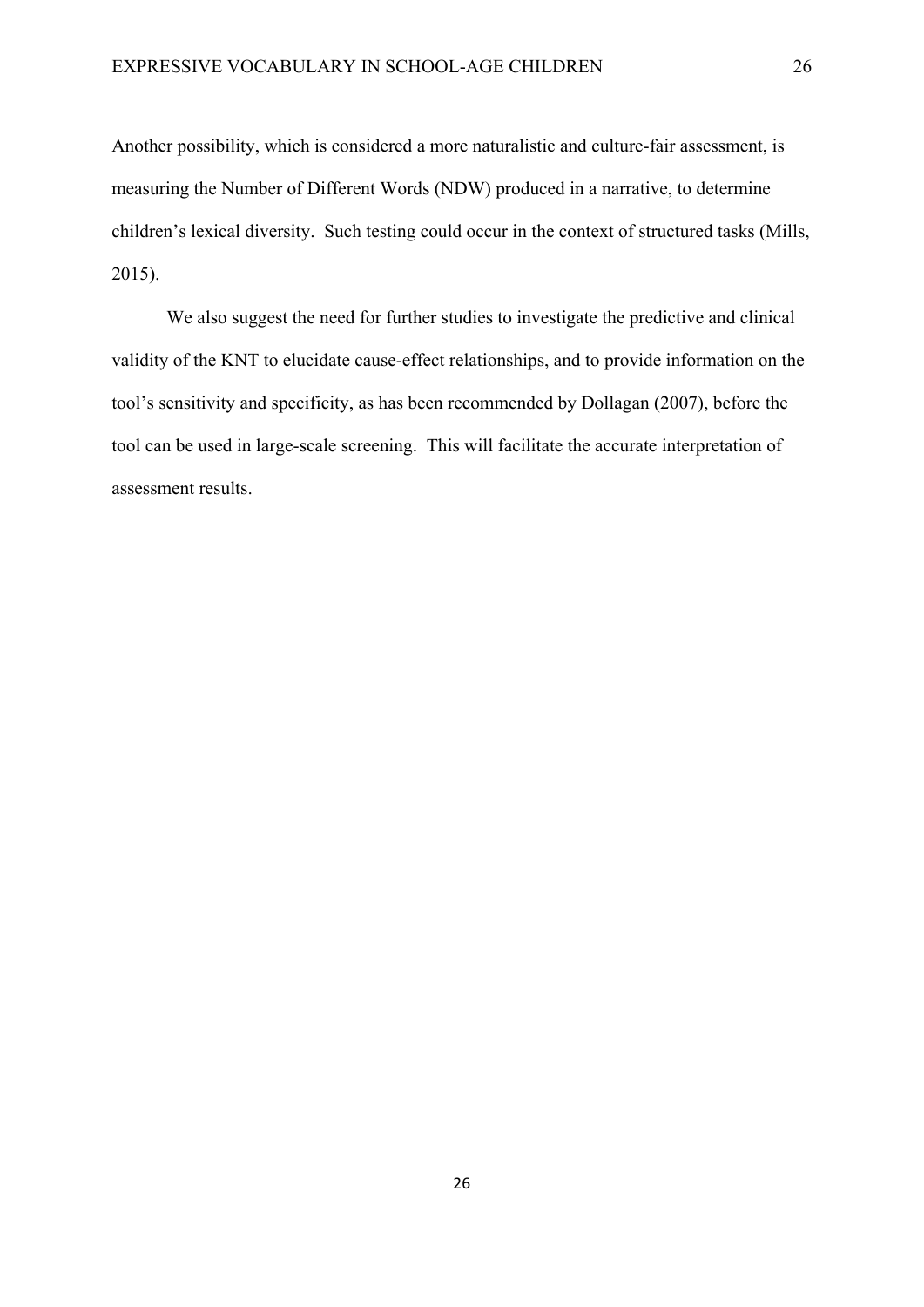Another possibility, which is considered a more naturalistic and culture-fair assessment, is measuring the Number of Different Words (NDW) produced in a narrative, to determine children's lexical diversity. Such testing could occur in the context of structured tasks (Mills, 2015).

We also suggest the need for further studies to investigate the predictive and clinical validity of the KNT to elucidate cause-effect relationships, and to provide information on the tool's sensitivity and specificity, as has been recommended by Dollagan (2007), before the tool can be used in large-scale screening. This will facilitate the accurate interpretation of assessment results.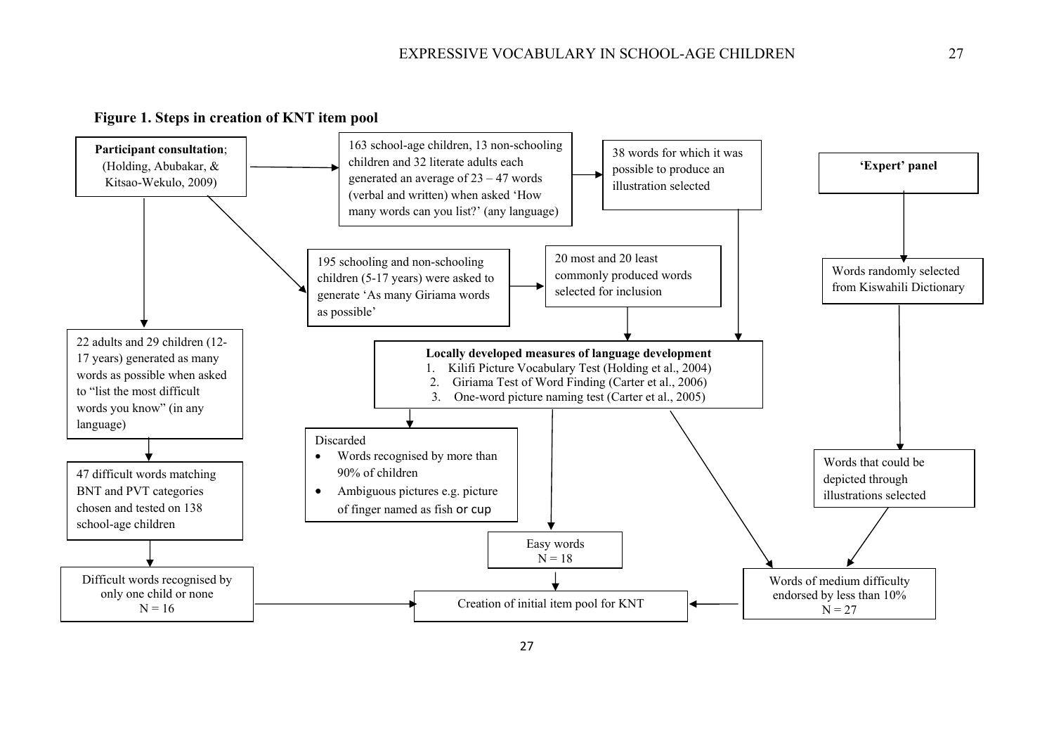**Figure 1. Steps in creation of KNT item pool**

**Participant consultation**; (Holding, Abubakar, & Kitsao-Wekulo, 2009)

163 school-age children, 13 non-schooling children and 32 literate adults each generated an average of 23 – 47 words (verbal and written) when asked 'How many words can you list?' (any language)

38 words for which it was possible to produce an illustration selected

**'Expert' panel**

Words randomly selected from Kiswahili Dictionary

195 schooling and non-schooling children (5-17 years) were asked to generate 'As many Giriama words as possible'

20 most and 20 least commonly produced words selected for inclusion

22 adults and 29 children (12-17 years) generated as many words as possible when asked to "list the most difficult words you know" (in any language)

**Locally developed measures of language development**

1. Kilifi Picture Vocabulary Test (Holding et al., 2004)
2. Giriama Test of Word Finding (Carter et al., 2006)
3. One-word picture naming test (Carter et al., 2005)

Discarded

- Words recognised by more than 90% of children
- Ambiguous pictures e.g. picture of finger named as fish or cup

Words that could be depicted through illustrations selected

47 difficult words matching BNT and PVT categories chosen and tested on 138 school-age children

Easy words
N = 18

Difficult words recognised by only one child or none
N = 16

Creation of initial item pool for KNT

Words of medium difficulty endorsed by less than 10%
N = 27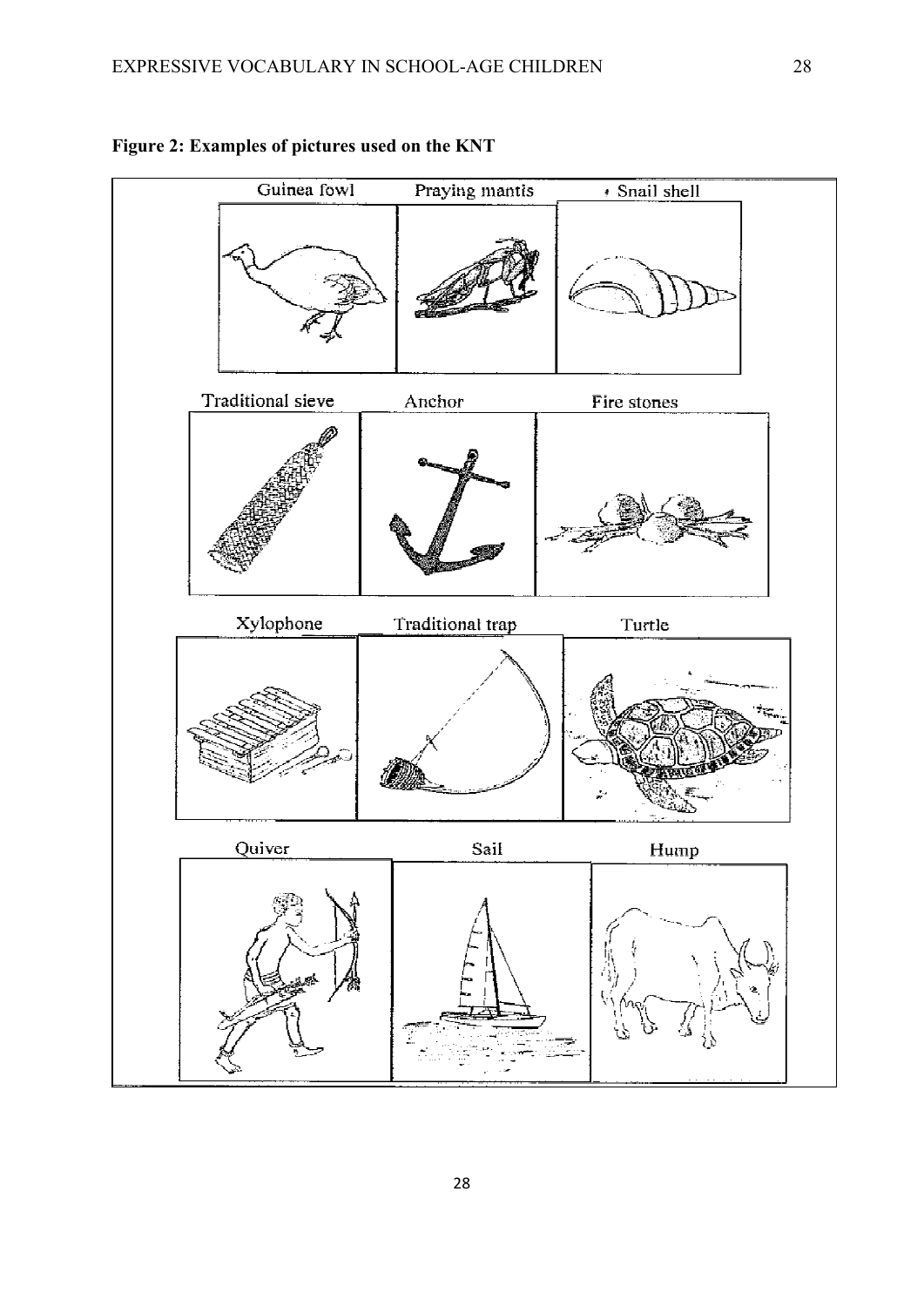**Figure 2: Examples of pictures used on the KNT**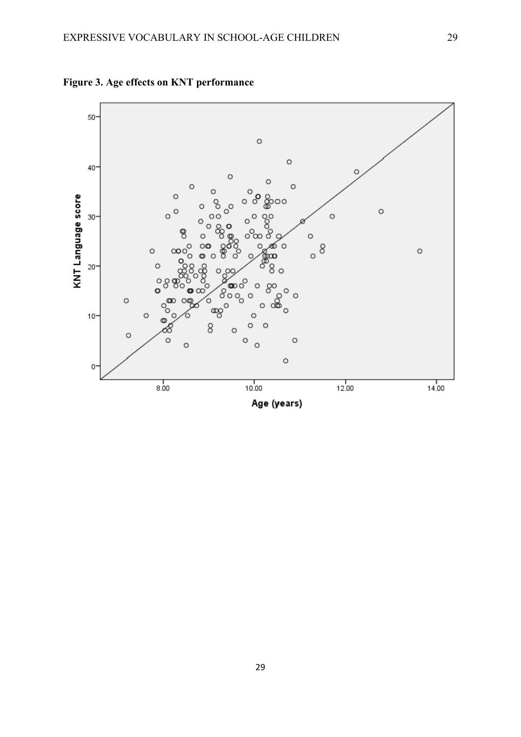**Figure 3. Age effects on KNT performance**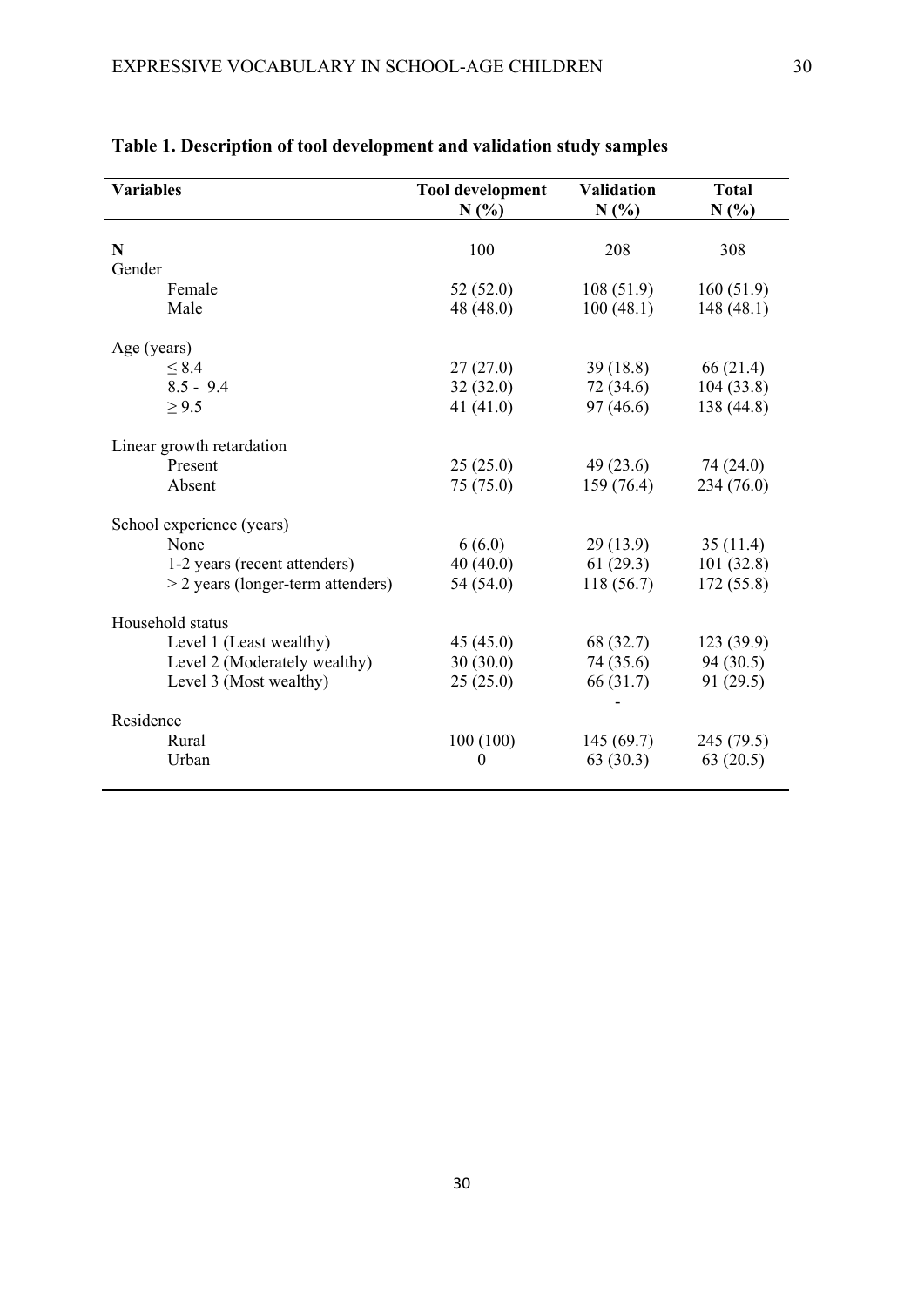**Table 1. Description of tool development and validation study samples**

| Variables | Tool development N (%) | Validation N (%) | Total N (%) |
|---|---|---|---|
| **N** | 100 | 208 | 308 |
| Gender | | | |
| Female | 52 (52.0) | 108 (51.9) | 160 (51.9) |
| Male | 48 (48.0) | 100 (48.1) | 148 (48.1) |
| Age (years) | | | |
| ≤ 8.4 | 27 (27.0) | 39 (18.8) | 66 (21.4) |
| 8.5 - 9.4 | 32 (32.0) | 72 (34.6) | 104 (33.8) |
| ≥ 9.5 | 41 (41.0) | 97 (46.6) | 138 (44.8) |
| Linear growth retardation | | | |
| Present | 25 (25.0) | 49 (23.6) | 74 (24.0) |
| Absent | 75 (75.0) | 159 (76.4) | 234 (76.0) |
| School experience (years) | | | |
| None | 6 (6.0) | 29 (13.9) | 35 (11.4) |
| 1-2 years (recent attenders) | 40 (40.0) | 61 (29.3) | 101 (32.8) |
| > 2 years (longer-term attenders) | 54 (54.0) | 118 (56.7) | 172 (55.8) |
| Household status | | | |
| Level 1 (Least wealthy) | 45 (45.0) | 68 (32.7) | 123 (39.9) |
| Level 2 (Moderately wealthy) | 30 (30.0) | 74 (35.6) | 94 (30.5) |
| Level 3 (Most wealthy) | 25 (25.0) | 66 (31.7) | 91 (29.5) |
| | | - | |
| Residence | | | |
| Rural | 100 (100) | 145 (69.7) | 245 (79.5) |
| Urban | 0 | 63 (30.3) | 63 (20.5) |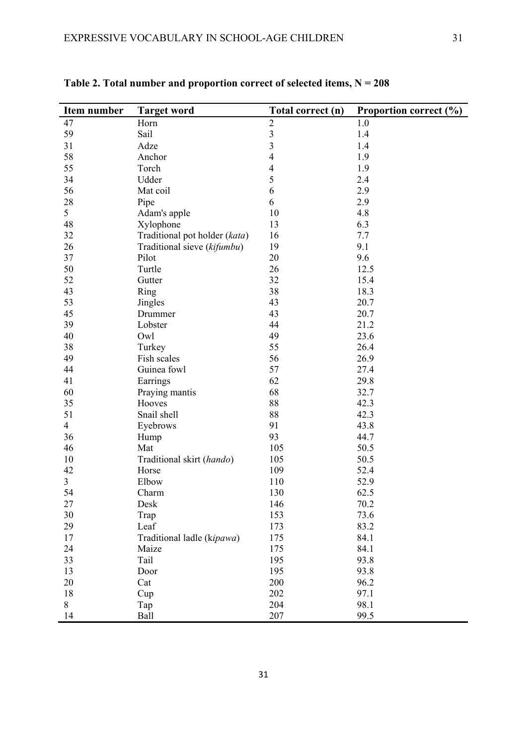**Table 2. Total number and proportion correct of selected items, N = 208**

| Item number | Target word | Total correct (n) | Proportion correct (%) |
|---|---|---|---|
| 47 | Horn | 2 | 1.0 |
| 59 | Sail | 3 | 1.4 |
| 31 | Adze | 3 | 1.4 |
| 58 | Anchor | 4 | 1.9 |
| 55 | Torch | 4 | 1.9 |
| 34 | Udder | 5 | 2.4 |
| 56 | Mat coil | 6 | 2.9 |
| 28 | Pipe | 6 | 2.9 |
| 5 | Adam's apple | 10 | 4.8 |
| 48 | Xylophone | 13 | 6.3 |
| 32 | Traditional pot holder (*kata*) | 16 | 7.7 |
| 26 | Traditional sieve (*kifumbu*) | 19 | 9.1 |
| 37 | Pilot | 20 | 9.6 |
| 50 | Turtle | 26 | 12.5 |
| 52 | Gutter | 32 | 15.4 |
| 43 | Ring | 38 | 18.3 |
| 53 | Jingles | 43 | 20.7 |
| 45 | Drummer | 43 | 20.7 |
| 39 | Lobster | 44 | 21.2 |
| 40 | Owl | 49 | 23.6 |
| 38 | Turkey | 55 | 26.4 |
| 49 | Fish scales | 56 | 26.9 |
| 44 | Guinea fowl | 57 | 27.4 |
| 41 | Earrings | 62 | 29.8 |
| 60 | Praying mantis | 68 | 32.7 |
| 35 | Hooves | 88 | 42.3 |
| 51 | Snail shell | 88 | 42.3 |
| 4 | Eyebrows | 91 | 43.8 |
| 36 | Hump | 93 | 44.7 |
| 46 | Mat | 105 | 50.5 |
| 10 | Traditional skirt (*hando*) | 105 | 50.5 |
| 42 | Horse | 109 | 52.4 |
| 3 | Elbow | 110 | 52.9 |
| 54 | Charm | 130 | 62.5 |
| 27 | Desk | 146 | 70.2 |
| 30 | Trap | 153 | 73.6 |
| 29 | Leaf | 173 | 83.2 |
| 17 | Traditional ladle (k*ipawa*) | 175 | 84.1 |
| 24 | Maize | 175 | 84.1 |
| 33 | Tail | 195 | 93.8 |
| 13 | Door | 195 | 93.8 |
| 20 | Cat | 200 | 96.2 |
| 18 | Cup | 202 | 97.1 |
| 8 | Tap | 204 | 98.1 |
| 14 | Ball | 207 | 99.5 |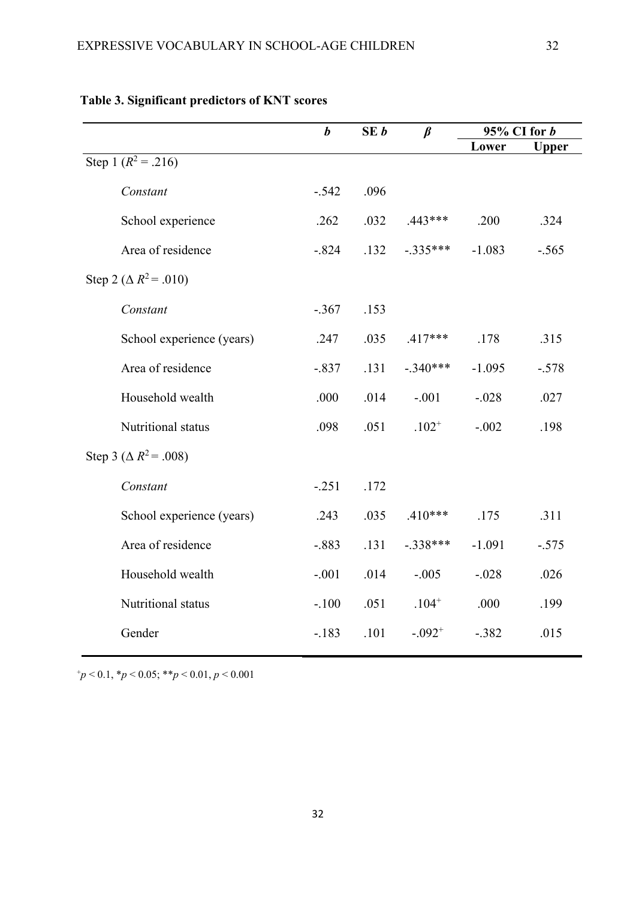**Table 3. Significant predictors of KNT scores**

| | *b* | SE *b* | *β* | 95% CI for *b* | |
|---|---|---|---|---|---|
| | | | | Lower | Upper |
| Step 1 ($R^2$ = .216) | | | | | |
| *Constant* | -.542 | .096 | | | |
| School experience | .262 | .032 | .443*** | .200 | .324 |
| Area of residence | -.824 | .132 | -.335*** | -1.083 | -.565 |
| Step 2 ($\Delta R^2$ = .010) | | | | | |
| *Constant* | -.367 | .153 | | | |
| School experience (years) | .247 | .035 | .417*** | .178 | .315 |
| Area of residence | -.837 | .131 | -.340*** | -1.095 | -.578 |
| Household wealth | .000 | .014 | -.001 | -.028 | .027 |
| Nutritional status | .098 | .051 | $.102^{+}$ | -.002 | .198 |
| Step 3 ($\Delta R^2$ = .008) | | | | | |
| *Constant* | -.251 | .172 | | | |
| School experience (years) | .243 | .035 | .410*** | .175 | .311 |
| Area of residence | -.883 | .131 | -.338*** | -1.091 | -.575 |
| Household wealth | -.001 | .014 | -.005 | -.028 | .026 |
| Nutritional status | -.100 | .051 | $.104^{+}$ | .000 | .199 |
| Gender | -.183 | .101 | $-.092^{+}$ | -.382 | .015 |

$^{+}p < 0.1$, $*p < 0.05$; $**p < 0.01$, $p < 0.001$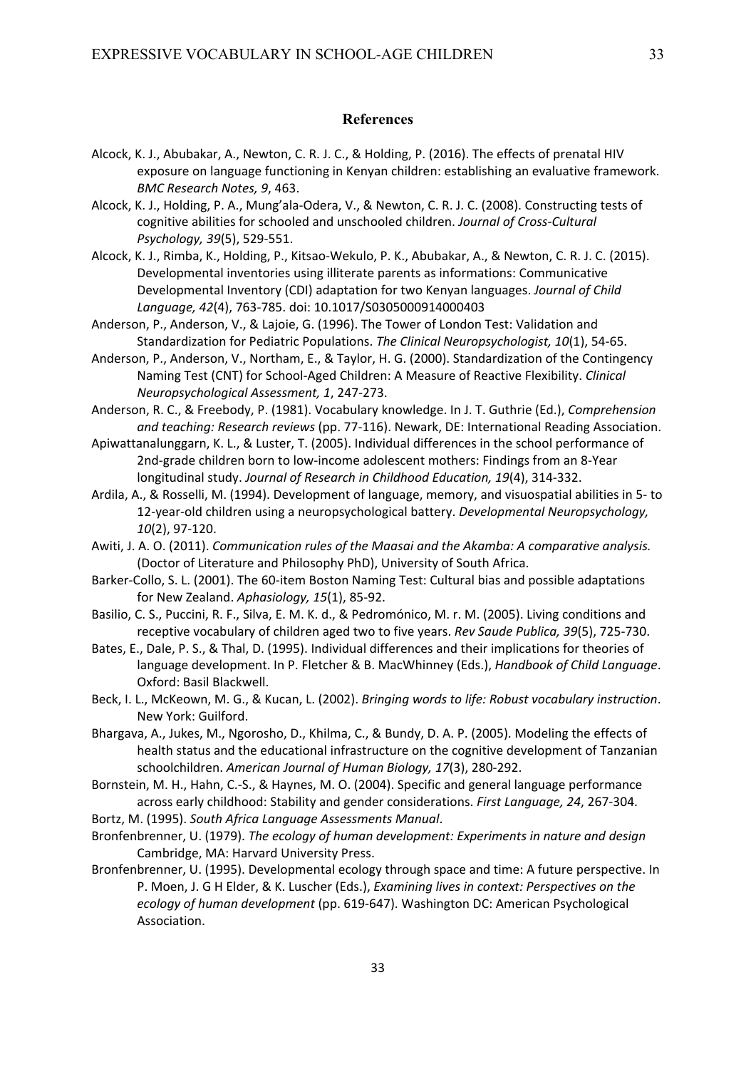## References

Alcock, K. J., Abubakar, A., Newton, C. R. J. C., & Holding, P. (2016). The effects of prenatal HIV exposure on language functioning in Kenyan children: establishing an evaluative framework. *BMC Research Notes, 9*, 463.

Alcock, K. J., Holding, P. A., Mung'ala-Odera, V., & Newton, C. R. J. C. (2008). Constructing tests of cognitive abilities for schooled and unschooled children. *Journal of Cross-Cultural Psychology, 39*(5), 529-551.

Alcock, K. J., Rimba, K., Holding, P., Kitsao-Wekulo, P. K., Abubakar, A., & Newton, C. R. J. C. (2015). Developmental inventories using illiterate parents as informations: Communicative Developmental Inventory (CDI) adaptation for two Kenyan languages. *Journal of Child Language, 42*(4), 763-785. doi: 10.1017/S0305000914000403

Anderson, P., Anderson, V., & Lajoie, G. (1996). The Tower of London Test: Validation and Standardization for Pediatric Populations. *The Clinical Neuropsychologist, 10*(1), 54-65.

Anderson, P., Anderson, V., Northam, E., & Taylor, H. G. (2000). Standardization of the Contingency Naming Test (CNT) for School-Aged Children: A Measure of Reactive Flexibility. *Clinical Neuropsychological Assessment, 1*, 247-273.

Anderson, R. C., & Freebody, P. (1981). Vocabulary knowledge. In J. T. Guthrie (Ed.), *Comprehension and teaching: Research reviews* (pp. 77-116). Newark, DE: International Reading Association.

Apiwattanalunggarn, K. L., & Luster, T. (2005). Individual differences in the school performance of 2nd-grade children born to low-income adolescent mothers: Findings from an 8-Year longitudinal study. *Journal of Research in Childhood Education, 19*(4), 314-332.

Ardila, A., & Rosselli, M. (1994). Development of language, memory, and visuospatial abilities in 5- to 12-year-old children using a neuropsychological battery. *Developmental Neuropsychology, 10*(2), 97-120.

Awiti, J. A. O. (2011). *Communication rules of the Maasai and the Akamba: A comparative analysis.* (Doctor of Literature and Philosophy PhD), University of South Africa.

Barker-Collo, S. L. (2001). The 60-item Boston Naming Test: Cultural bias and possible adaptations for New Zealand. *Aphasiology, 15*(1), 85-92.

Basilio, C. S., Puccini, R. F., Silva, E. M. K. d., & Pedromónico, M. r. M. (2005). Living conditions and receptive vocabulary of children aged two to five years. *Rev Saude Publica, 39*(5), 725-730.

Bates, E., Dale, P. S., & Thal, D. (1995). Individual differences and their implications for theories of language development. In P. Fletcher & B. MacWhinney (Eds.), *Handbook of Child Language*. Oxford: Basil Blackwell.

Beck, I. L., McKeown, M. G., & Kucan, L. (2002). *Bringing words to life: Robust vocabulary instruction*. New York: Guilford.

Bhargava, A., Jukes, M., Ngorosho, D., Khilma, C., & Bundy, D. A. P. (2005). Modeling the effects of health status and the educational infrastructure on the cognitive development of Tanzanian schoolchildren. *American Journal of Human Biology, 17*(3), 280-292.

Bornstein, M. H., Hahn, C.-S., & Haynes, M. O. (2004). Specific and general language performance across early childhood: Stability and gender considerations. *First Language, 24*, 267-304.

Bortz, M. (1995). *South Africa Language Assessments Manual*.

Bronfenbrenner, U. (1979). *The ecology of human development: Experiments in nature and design* Cambridge, MA: Harvard University Press.

Bronfenbrenner, U. (1995). Developmental ecology through space and time: A future perspective. In P. Moen, J. G H Elder, & K. Luscher (Eds.), *Examining lives in context: Perspectives on the ecology of human development* (pp. 619-647). Washington DC: American Psychological Association.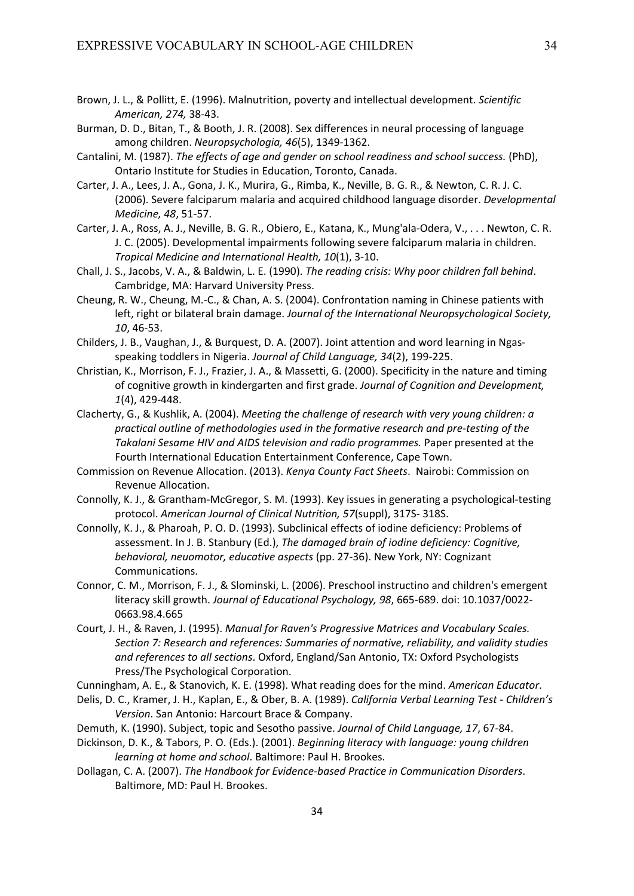Brown, J. L., & Pollitt, E. (1996). Malnutrition, poverty and intellectual development. *Scientific American, 274,* 38-43.

Burman, D. D., Bitan, T., & Booth, J. R. (2008). Sex differences in neural processing of language among children. *Neuropsychologia, 46*(5), 1349-1362.

Cantalini, M. (1987). *The effects of age and gender on school readiness and school success.* (PhD), Ontario Institute for Studies in Education, Toronto, Canada.

Carter, J. A., Lees, J. A., Gona, J. K., Murira, G., Rimba, K., Neville, B. G. R., & Newton, C. R. J. C. (2006). Severe falciparum malaria and acquired childhood language disorder. *Developmental Medicine, 48*, 51-57.

Carter, J. A., Ross, A. J., Neville, B. G. R., Obiero, E., Katana, K., Mung'ala-Odera, V., . . . Newton, C. R. J. C. (2005). Developmental impairments following severe falciparum malaria in children. *Tropical Medicine and International Health, 10*(1), 3-10.

Chall, J. S., Jacobs, V. A., & Baldwin, L. E. (1990). *The reading crisis: Why poor children fall behind*. Cambridge, MA: Harvard University Press.

Cheung, R. W., Cheung, M.-C., & Chan, A. S. (2004). Confrontation naming in Chinese patients with left, right or bilateral brain damage. *Journal of the International Neuropsychological Society, 10*, 46-53.

Childers, J. B., Vaughan, J., & Burquest, D. A. (2007). Joint attention and word learning in Ngas-speaking toddlers in Nigeria. *Journal of Child Language, 34*(2), 199-225.

Christian, K., Morrison, F. J., Frazier, J. A., & Massetti, G. (2000). Specificity in the nature and timing of cognitive growth in kindergarten and first grade. *Journal of Cognition and Development, 1*(4), 429-448.

Clacherty, G., & Kushlik, A. (2004). *Meeting the challenge of research with very young children: a practical outline of methodologies used in the formative research and pre-testing of the Takalani Sesame HIV and AIDS television and radio programmes.* Paper presented at the Fourth International Education Entertainment Conference, Cape Town.

Commission on Revenue Allocation. (2013). *Kenya County Fact Sheets*. Nairobi: Commission on Revenue Allocation.

Connolly, K. J., & Grantham-McGregor, S. M. (1993). Key issues in generating a psychological-testing protocol. *American Journal of Clinical Nutrition, 57*(suppl), 317S- 318S.

Connolly, K. J., & Pharoah, P. O. D. (1993). Subclinical effects of iodine deficiency: Problems of assessment. In J. B. Stanbury (Ed.), *The damaged brain of iodine deficiency: Cognitive, behavioral, neuomotor, educative aspects* (pp. 27-36). New York, NY: Cognizant Communications.

Connor, C. M., Morrison, F. J., & Slominski, L. (2006). Preschool instructino and children's emergent literacy skill growth. *Journal of Educational Psychology, 98*, 665-689. doi: 10.1037/0022-0663.98.4.665

Court, J. H., & Raven, J. (1995). *Manual for Raven's Progressive Matrices and Vocabulary Scales. Section 7: Research and references: Summaries of normative, reliability, and validity studies and references to all sections*. Oxford, England/San Antonio, TX: Oxford Psychologists Press/The Psychological Corporation.

Cunningham, A. E., & Stanovich, K. E. (1998). What reading does for the mind. *American Educator*.

Delis, D. C., Kramer, J. H., Kaplan, E., & Ober, B. A. (1989). *California Verbal Learning Test - Children's Version*. San Antonio: Harcourt Brace & Company.

Demuth, K. (1990). Subject, topic and Sesotho passive. *Journal of Child Language, 17*, 67-84.

Dickinson, D. K., & Tabors, P. O. (Eds.). (2001). *Beginning literacy with language: young children learning at home and school*. Baltimore: Paul H. Brookes.

Dollagan, C. A. (2007). *The Handbook for Evidence-based Practice in Communication Disorders*. Baltimore, MD: Paul H. Brookes.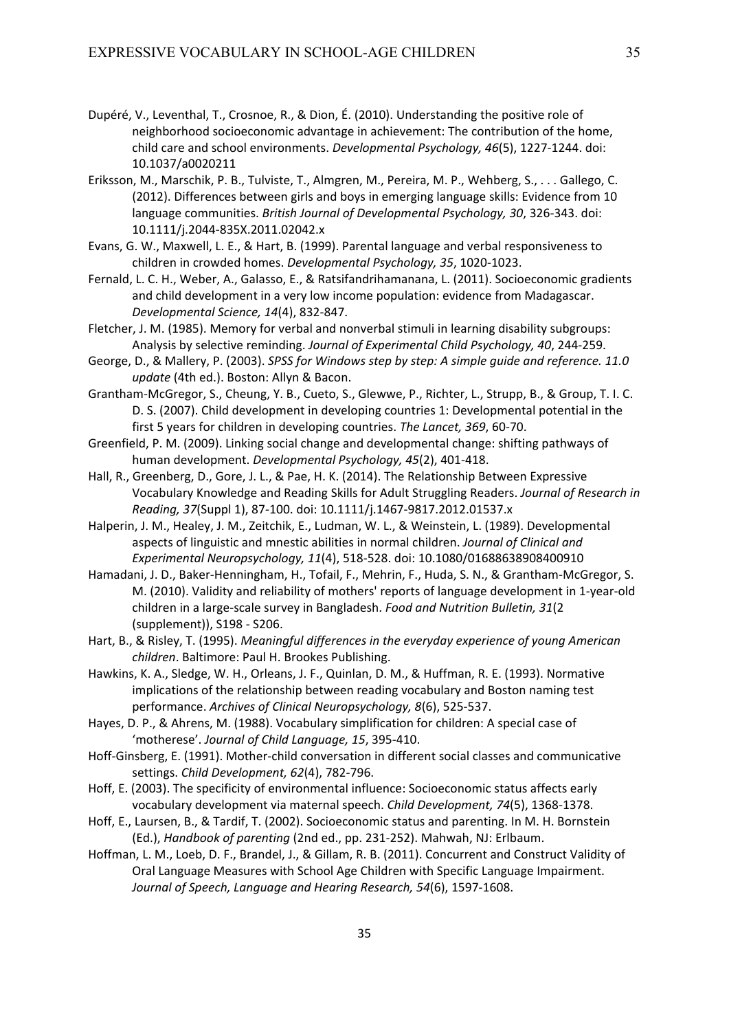Dupéré, V., Leventhal, T., Crosnoe, R., & Dion, É. (2010). Understanding the positive role of neighborhood socioeconomic advantage in achievement: The contribution of the home, child care and school environments. *Developmental Psychology, 46*(5), 1227-1244. doi: 10.1037/a0020211

Eriksson, M., Marschik, P. B., Tulviste, T., Almgren, M., Pereira, M. P., Wehberg, S., . . . Gallego, C. (2012). Differences between girls and boys in emerging language skills: Evidence from 10 language communities. *British Journal of Developmental Psychology, 30*, 326-343. doi: 10.1111/j.2044-835X.2011.02042.x

Evans, G. W., Maxwell, L. E., & Hart, B. (1999). Parental language and verbal responsiveness to children in crowded homes. *Developmental Psychology, 35*, 1020-1023.

Fernald, L. C. H., Weber, A., Galasso, E., & Ratsifandrihamanana, L. (2011). Socioeconomic gradients and child development in a very low income population: evidence from Madagascar. *Developmental Science, 14*(4), 832-847.

Fletcher, J. M. (1985). Memory for verbal and nonverbal stimuli in learning disability subgroups: Analysis by selective reminding. *Journal of Experimental Child Psychology, 40*, 244-259.

George, D., & Mallery, P. (2003). *SPSS for Windows step by step: A simple guide and reference. 11.0 update* (4th ed.). Boston: Allyn & Bacon.

Grantham-McGregor, S., Cheung, Y. B., Cueto, S., Glewwe, P., Richter, L., Strupp, B., & Group, T. I. C. D. S. (2007). Child development in developing countries 1: Developmental potential in the first 5 years for children in developing countries. *The Lancet, 369*, 60-70.

Greenfield, P. M. (2009). Linking social change and developmental change: shifting pathways of human development. *Developmental Psychology, 45*(2), 401-418.

Hall, R., Greenberg, D., Gore, J. L., & Pae, H. K. (2014). The Relationship Between Expressive Vocabulary Knowledge and Reading Skills for Adult Struggling Readers. *Journal of Research in Reading, 37*(Suppl 1), 87-100. doi: 10.1111/j.1467-9817.2012.01537.x

Halperin, J. M., Healey, J. M., Zeitchik, E., Ludman, W. L., & Weinstein, L. (1989). Developmental aspects of linguistic and mnestic abilities in normal children. *Journal of Clinical and Experimental Neuropsychology, 11*(4), 518-528. doi: 10.1080/01688638908400910

Hamadani, J. D., Baker-Henningham, H., Tofail, F., Mehrin, F., Huda, S. N., & Grantham-McGregor, S. M. (2010). Validity and reliability of mothers' reports of language development in 1-year-old children in a large-scale survey in Bangladesh. *Food and Nutrition Bulletin, 31*(2 (supplement)), S198 - S206.

Hart, B., & Risley, T. (1995). *Meaningful differences in the everyday experience of young American children*. Baltimore: Paul H. Brookes Publishing.

Hawkins, K. A., Sledge, W. H., Orleans, J. F., Quinlan, D. M., & Huffman, R. E. (1993). Normative implications of the relationship between reading vocabulary and Boston naming test performance. *Archives of Clinical Neuropsychology, 8*(6), 525-537.

Hayes, D. P., & Ahrens, M. (1988). Vocabulary simplification for children: A special case of 'motherese'. *Journal of Child Language, 15*, 395-410.

Hoff-Ginsberg, E. (1991). Mother-child conversation in different social classes and communicative settings. *Child Development, 62*(4), 782-796.

Hoff, E. (2003). The specificity of environmental influence: Socioeconomic status affects early vocabulary development via maternal speech. *Child Development, 74*(5), 1368-1378.

Hoff, E., Laursen, B., & Tardif, T. (2002). Socioeconomic status and parenting. In M. H. Bornstein (Ed.), *Handbook of parenting* (2nd ed., pp. 231-252). Mahwah, NJ: Erlbaum.

Hoffman, L. M., Loeb, D. F., Brandel, J., & Gillam, R. B. (2011). Concurrent and Construct Validity of Oral Language Measures with School Age Children with Specific Language Impairment. *Journal of Speech, Language and Hearing Research, 54*(6), 1597-1608.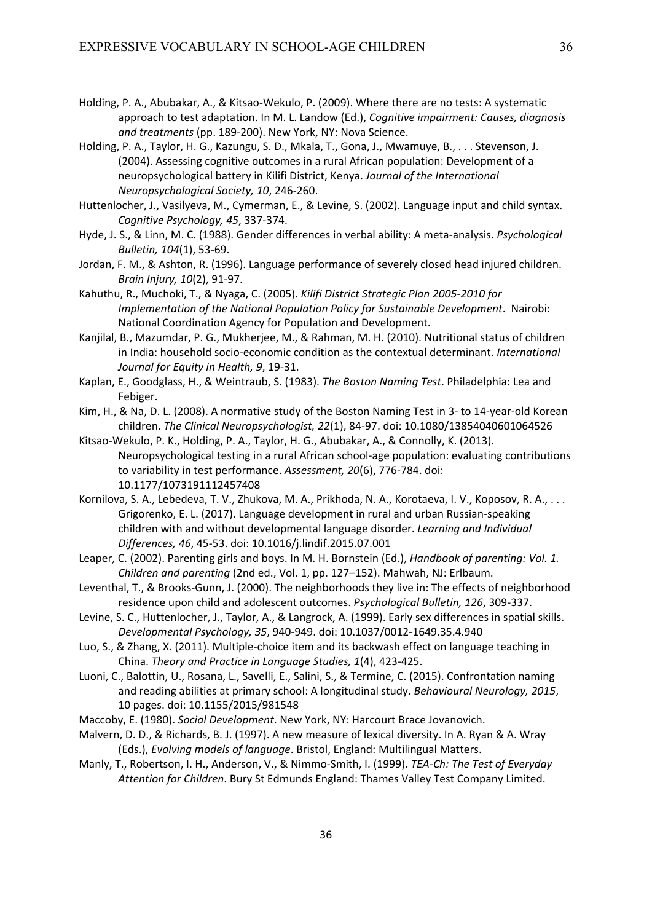Holding, P. A., Abubakar, A., & Kitsao-Wekulo, P. (2009). Where there are no tests: A systematic approach to test adaptation. In M. L. Landow (Ed.), *Cognitive impairment: Causes, diagnosis and treatments* (pp. 189-200). New York, NY: Nova Science.

Holding, P. A., Taylor, H. G., Kazungu, S. D., Mkala, T., Gona, J., Mwamuye, B., . . . Stevenson, J. (2004). Assessing cognitive outcomes in a rural African population: Development of a neuropsychological battery in Kilifi District, Kenya. *Journal of the International Neuropsychological Society, 10*, 246-260.

Huttenlocher, J., Vasilyeva, M., Cymerman, E., & Levine, S. (2002). Language input and child syntax. *Cognitive Psychology, 45*, 337-374.

Hyde, J. S., & Linn, M. C. (1988). Gender differences in verbal ability: A meta-analysis. *Psychological Bulletin, 104*(1), 53-69.

Jordan, F. M., & Ashton, R. (1996). Language performance of severely closed head injured children. *Brain Injury, 10*(2), 91-97.

Kahuthu, R., Muchoki, T., & Nyaga, C. (2005). *Kilifi District Strategic Plan 2005-2010 for Implementation of the National Population Policy for Sustainable Development*. Nairobi: National Coordination Agency for Population and Development.

Kanjilal, B., Mazumdar, P. G., Mukherjee, M., & Rahman, M. H. (2010). Nutritional status of children in India: household socio-economic condition as the contextual determinant. *International Journal for Equity in Health, 9*, 19-31.

Kaplan, E., Goodglass, H., & Weintraub, S. (1983). *The Boston Naming Test*. Philadelphia: Lea and Febiger.

Kim, H., & Na, D. L. (2008). A normative study of the Boston Naming Test in 3- to 14-year-old Korean children. *The Clinical Neuropsychologist, 22*(1), 84-97. doi: 10.1080/13854040601064526

Kitsao-Wekulo, P. K., Holding, P. A., Taylor, H. G., Abubakar, A., & Connolly, K. (2013). Neuropsychological testing in a rural African school-age population: evaluating contributions to variability in test performance. *Assessment, 20*(6), 776-784. doi: 10.1177/1073191112457408

Kornilova, S. A., Lebedeva, T. V., Zhukova, M. A., Prikhoda, N. A., Korotaeva, I. V., Koposov, R. A., . . . Grigorenko, E. L. (2017). Language development in rural and urban Russian-speaking children with and without developmental language disorder. *Learning and Individual Differences, 46*, 45-53. doi: 10.1016/j.lindif.2015.07.001

Leaper, C. (2002). Parenting girls and boys. In M. H. Bornstein (Ed.), *Handbook of parenting: Vol. 1. Children and parenting* (2nd ed., Vol. 1, pp. 127–152). Mahwah, NJ: Erlbaum.

Leventhal, T., & Brooks-Gunn, J. (2000). The neighborhoods they live in: The effects of neighborhood residence upon child and adolescent outcomes. *Psychological Bulletin, 126*, 309-337.

Levine, S. C., Huttenlocher, J., Taylor, A., & Langrock, A. (1999). Early sex differences in spatial skills. *Developmental Psychology, 35*, 940-949. doi: 10.1037/0012-1649.35.4.940

Luo, S., & Zhang, X. (2011). Multiple-choice item and its backwash effect on language teaching in China. *Theory and Practice in Language Studies, 1*(4), 423-425.

Luoni, C., Balottin, U., Rosana, L., Savelli, E., Salini, S., & Termine, C. (2015). Confrontation naming and reading abilities at primary school: A longitudinal study. *Behavioural Neurology, 2015*, 10 pages. doi: 10.1155/2015/981548

Maccoby, E. (1980). *Social Development*. New York, NY: Harcourt Brace Jovanovich.

Malvern, D. D., & Richards, B. J. (1997). A new measure of lexical diversity. In A. Ryan & A. Wray (Eds.), *Evolving models of language*. Bristol, England: Multilingual Matters.

Manly, T., Robertson, I. H., Anderson, V., & Nimmo-Smith, I. (1999). *TEA-Ch: The Test of Everyday Attention for Children*. Bury St Edmunds England: Thames Valley Test Company Limited.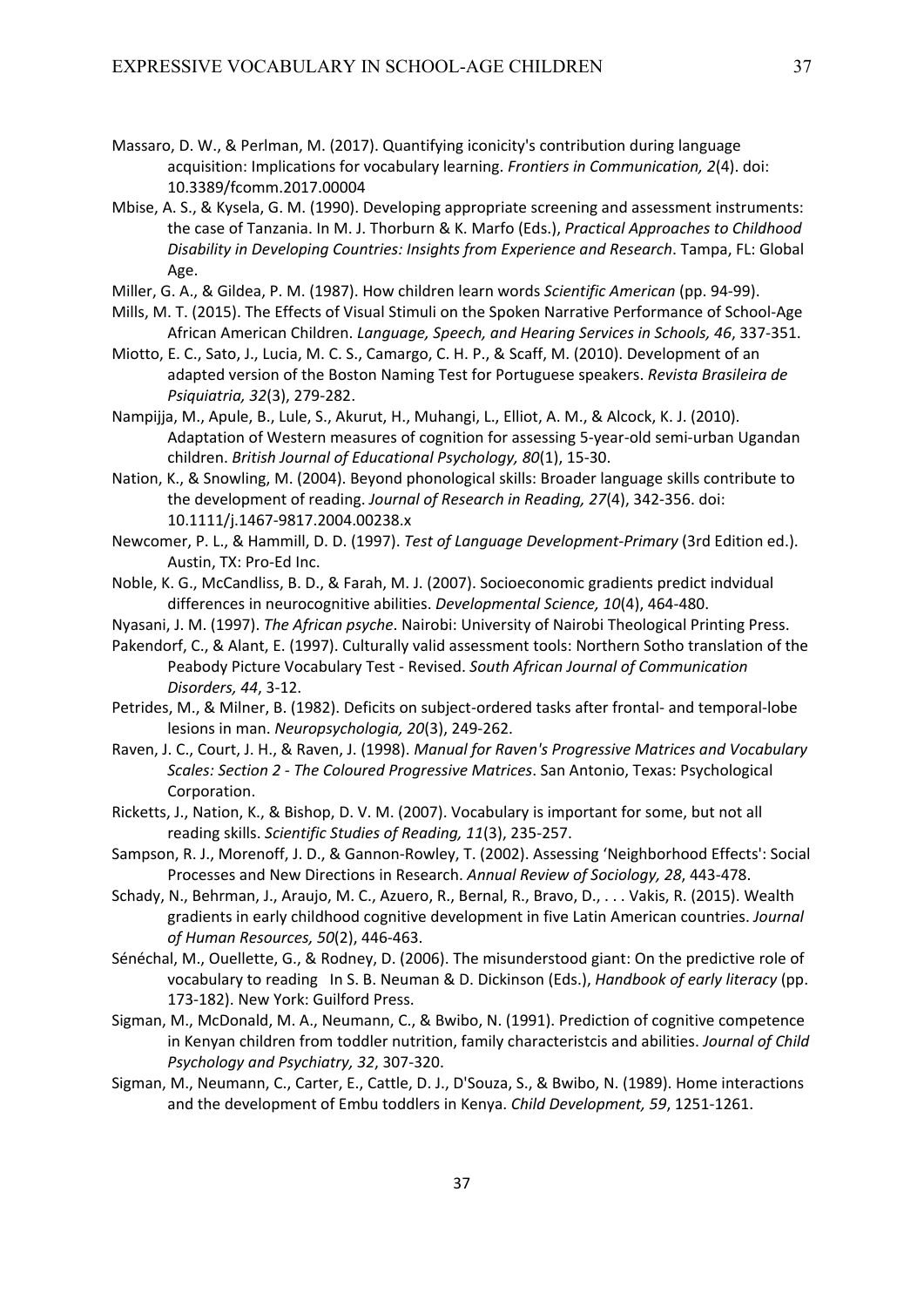Massaro, D. W., & Perlman, M. (2017). Quantifying iconicity's contribution during language acquisition: Implications for vocabulary learning. *Frontiers in Communication, 2*(4). doi: 10.3389/fcomm.2017.00004

Mbise, A. S., & Kysela, G. M. (1990). Developing appropriate screening and assessment instruments: the case of Tanzania. In M. J. Thorburn & K. Marfo (Eds.), *Practical Approaches to Childhood Disability in Developing Countries: Insights from Experience and Research*. Tampa, FL: Global Age.

Miller, G. A., & Gildea, P. M. (1987). How children learn words *Scientific American* (pp. 94-99).

Mills, M. T. (2015). The Effects of Visual Stimuli on the Spoken Narrative Performance of School-Age African American Children. *Language, Speech, and Hearing Services in Schools, 46*, 337-351.

Miotto, E. C., Sato, J., Lucia, M. C. S., Camargo, C. H. P., & Scaff, M. (2010). Development of an adapted version of the Boston Naming Test for Portuguese speakers. *Revista Brasileira de Psiquiatria, 32*(3), 279-282.

Nampijja, M., Apule, B., Lule, S., Akurut, H., Muhangi, L., Elliot, A. M., & Alcock, K. J. (2010). Adaptation of Western measures of cognition for assessing 5-year-old semi-urban Ugandan children. *British Journal of Educational Psychology, 80*(1), 15-30.

Nation, K., & Snowling, M. (2004). Beyond phonological skills: Broader language skills contribute to the development of reading. *Journal of Research in Reading, 27*(4), 342-356. doi: 10.1111/j.1467-9817.2004.00238.x

Newcomer, P. L., & Hammill, D. D. (1997). *Test of Language Development-Primary* (3rd Edition ed.). Austin, TX: Pro-Ed Inc.

Noble, K. G., McCandliss, B. D., & Farah, M. J. (2007). Socioeconomic gradients predict indvidual differences in neurocognitive abilities. *Developmental Science, 10*(4), 464-480.

Nyasani, J. M. (1997). *The African psyche*. Nairobi: University of Nairobi Theological Printing Press.

Pakendorf, C., & Alant, E. (1997). Culturally valid assessment tools: Northern Sotho translation of the Peabody Picture Vocabulary Test - Revised. *South African Journal of Communication Disorders, 44*, 3-12.

Petrides, M., & Milner, B. (1982). Deficits on subject-ordered tasks after frontal- and temporal-lobe lesions in man. *Neuropsychologia, 20*(3), 249-262.

Raven, J. C., Court, J. H., & Raven, J. (1998). *Manual for Raven's Progressive Matrices and Vocabulary Scales: Section 2 - The Coloured Progressive Matrices*. San Antonio, Texas: Psychological Corporation.

Ricketts, J., Nation, K., & Bishop, D. V. M. (2007). Vocabulary is important for some, but not all reading skills. *Scientific Studies of Reading, 11*(3), 235-257.

Sampson, R. J., Morenoff, J. D., & Gannon-Rowley, T. (2002). Assessing 'Neighborhood Effects': Social Processes and New Directions in Research. *Annual Review of Sociology, 28*, 443-478.

Schady, N., Behrman, J., Araujo, M. C., Azuero, R., Bernal, R., Bravo, D., . . . Vakis, R. (2015). Wealth gradients in early childhood cognitive development in five Latin American countries. *Journal of Human Resources, 50*(2), 446-463.

Sénéchal, M., Ouellette, G., & Rodney, D. (2006). The misunderstood giant: On the predictive role of vocabulary to reading In S. B. Neuman & D. Dickinson (Eds.), *Handbook of early literacy* (pp. 173-182). New York: Guilford Press.

Sigman, M., McDonald, M. A., Neumann, C., & Bwibo, N. (1991). Prediction of cognitive competence in Kenyan children from toddler nutrition, family characteristcis and abilities. *Journal of Child Psychology and Psychiatry, 32*, 307-320.

Sigman, M., Neumann, C., Carter, E., Cattle, D. J., D'Souza, S., & Bwibo, N. (1989). Home interactions and the development of Embu toddlers in Kenya. *Child Development, 59*, 1251-1261.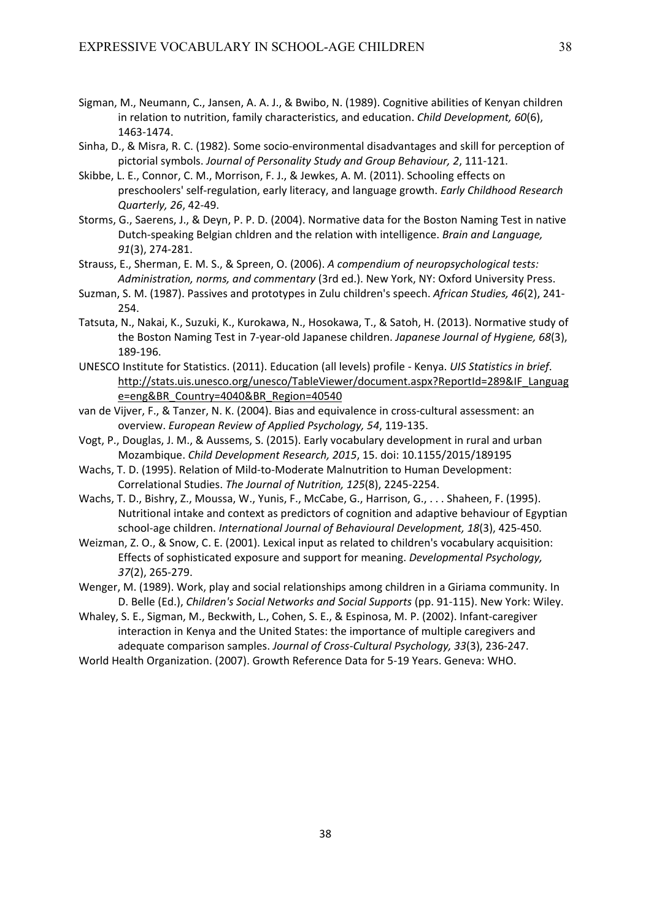Sigman, M., Neumann, C., Jansen, A. A. J., & Bwibo, N. (1989). Cognitive abilities of Kenyan children in relation to nutrition, family characteristics, and education. *Child Development, 60*(6), 1463-1474.

Sinha, D., & Misra, R. C. (1982). Some socio-environmental disadvantages and skill for perception of pictorial symbols. *Journal of Personality Study and Group Behaviour, 2*, 111-121.

Skibbe, L. E., Connor, C. M., Morrison, F. J., & Jewkes, A. M. (2011). Schooling effects on preschoolers' self-regulation, early literacy, and language growth. *Early Childhood Research Quarterly, 26*, 42-49.

Storms, G., Saerens, J., & Deyn, P. P. D. (2004). Normative data for the Boston Naming Test in native Dutch-speaking Belgian chldren and the relation with intelligence. *Brain and Language, 91*(3), 274-281.

Strauss, E., Sherman, E. M. S., & Spreen, O. (2006). *A compendium of neuropsychological tests: Administration, norms, and commentary* (3rd ed.). New York, NY: Oxford University Press.

Suzman, S. M. (1987). Passives and prototypes in Zulu children's speech. *African Studies, 46*(2), 241-254.

Tatsuta, N., Nakai, K., Suzuki, K., Kurokawa, N., Hosokawa, T., & Satoh, H. (2013). Normative study of the Boston Naming Test in 7-year-old Japanese children. *Japanese Journal of Hygiene, 68*(3), 189-196.

UNESCO Institute for Statistics. (2011). Education (all levels) profile - Kenya. *UIS Statistics in brief*. http://stats.uis.unesco.org/unesco/TableViewer/document.aspx?ReportId=289&IF_Language=eng&BR_Country=4040&BR_Region=40540

van de Vijver, F., & Tanzer, N. K. (2004). Bias and equivalence in cross-cultural assessment: an overview. *European Review of Applied Psychology, 54*, 119-135.

Vogt, P., Douglas, J. M., & Aussems, S. (2015). Early vocabulary development in rural and urban Mozambique. *Child Development Research, 2015*, 15. doi: 10.1155/2015/189195

Wachs, T. D. (1995). Relation of Mild-to-Moderate Malnutrition to Human Development: Correlational Studies. *The Journal of Nutrition, 125*(8), 2245-2254.

Wachs, T. D., Bishry, Z., Moussa, W., Yunis, F., McCabe, G., Harrison, G., . . . Shaheen, F. (1995). Nutritional intake and context as predictors of cognition and adaptive behaviour of Egyptian school-age children. *International Journal of Behavioural Development, 18*(3), 425-450.

Weizman, Z. O., & Snow, C. E. (2001). Lexical input as related to children's vocabulary acquisition: Effects of sophisticated exposure and support for meaning. *Developmental Psychology, 37*(2), 265-279.

Wenger, M. (1989). Work, play and social relationships among children in a Giriama community. In D. Belle (Ed.), *Children's Social Networks and Social Supports* (pp. 91-115). New York: Wiley.

Whaley, S. E., Sigman, M., Beckwith, L., Cohen, S. E., & Espinosa, M. P. (2002). Infant-caregiver interaction in Kenya and the United States: the importance of multiple caregivers and adequate comparison samples. *Journal of Cross-Cultural Psychology, 33*(3), 236-247.

World Health Organization. (2007). Growth Reference Data for 5-19 Years. Geneva: WHO.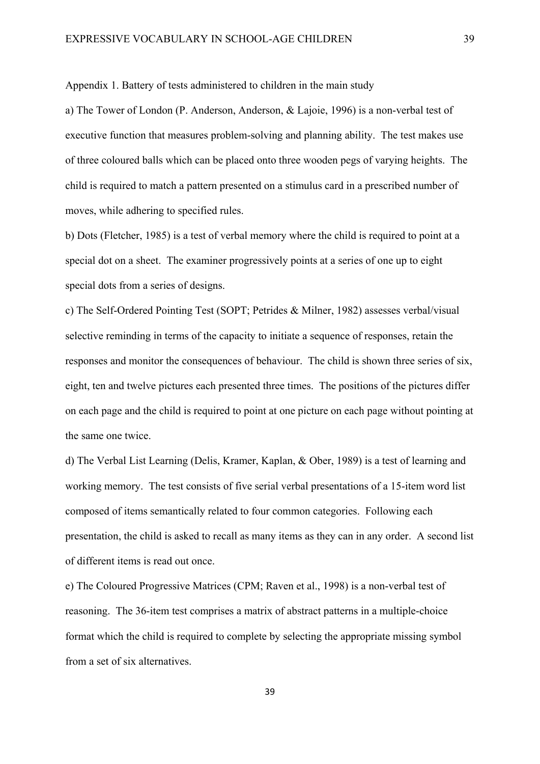Appendix 1. Battery of tests administered to children in the main study

a) The Tower of London (P. Anderson, Anderson, & Lajoie, 1996) is a non-verbal test of executive function that measures problem-solving and planning ability. The test makes use of three coloured balls which can be placed onto three wooden pegs of varying heights. The child is required to match a pattern presented on a stimulus card in a prescribed number of moves, while adhering to specified rules.

b) Dots (Fletcher, 1985) is a test of verbal memory where the child is required to point at a special dot on a sheet. The examiner progressively points at a series of one up to eight special dots from a series of designs.

c) The Self-Ordered Pointing Test (SOPT; Petrides & Milner, 1982) assesses verbal/visual selective reminding in terms of the capacity to initiate a sequence of responses, retain the responses and monitor the consequences of behaviour. The child is shown three series of six, eight, ten and twelve pictures each presented three times. The positions of the pictures differ on each page and the child is required to point at one picture on each page without pointing at the same one twice.

d) The Verbal List Learning (Delis, Kramer, Kaplan, & Ober, 1989) is a test of learning and working memory. The test consists of five serial verbal presentations of a 15-item word list composed of items semantically related to four common categories. Following each presentation, the child is asked to recall as many items as they can in any order. A second list of different items is read out once.

e) The Coloured Progressive Matrices (CPM; Raven et al., 1998) is a non-verbal test of reasoning. The 36-item test comprises a matrix of abstract patterns in a multiple-choice format which the child is required to complete by selecting the appropriate missing symbol from a set of six alternatives.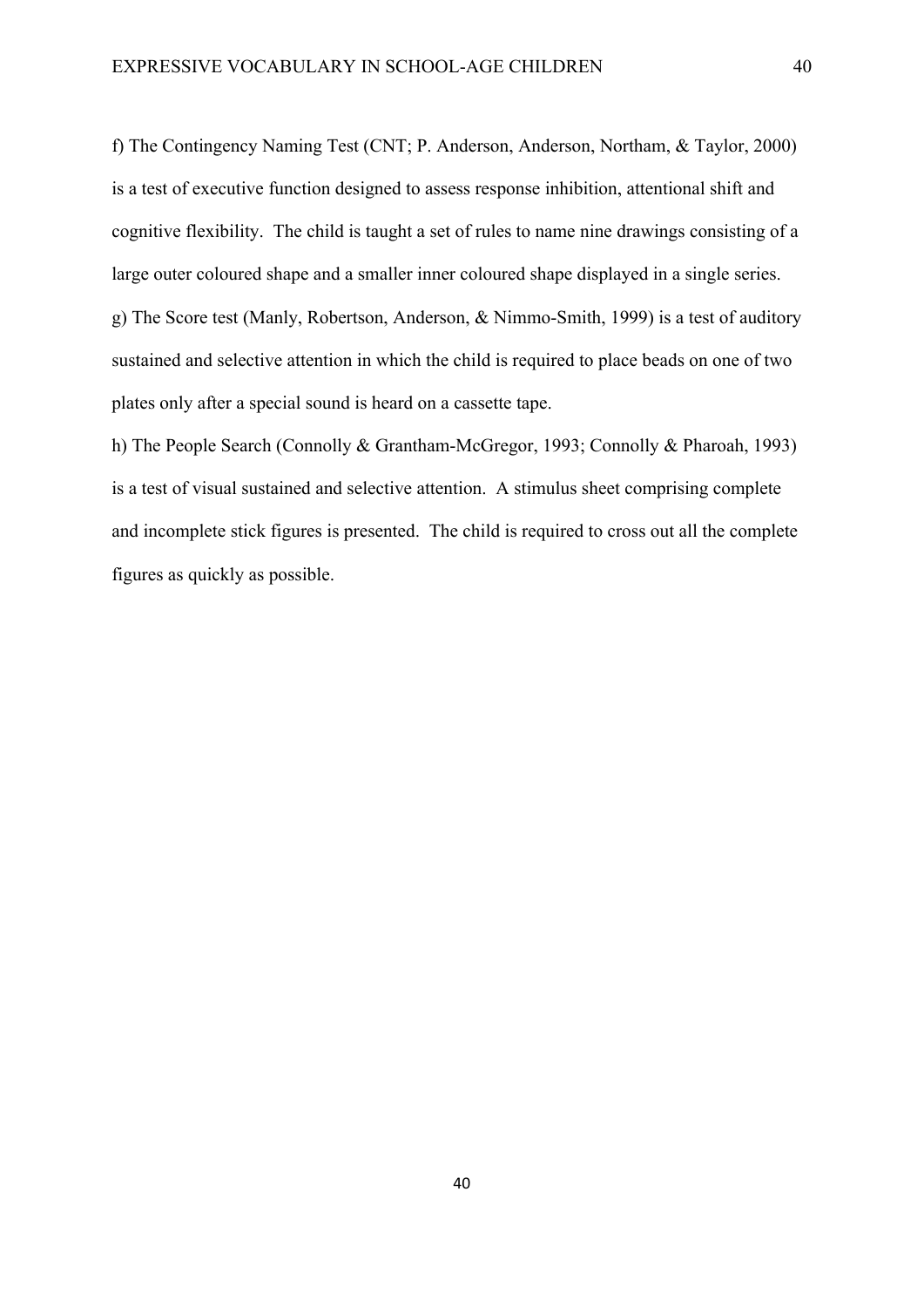f) The Contingency Naming Test (CNT; P. Anderson, Anderson, Northam, & Taylor, 2000) is a test of executive function designed to assess response inhibition, attentional shift and cognitive flexibility. The child is taught a set of rules to name nine drawings consisting of a large outer coloured shape and a smaller inner coloured shape displayed in a single series.

g) The Score test (Manly, Robertson, Anderson, & Nimmo-Smith, 1999) is a test of auditory sustained and selective attention in which the child is required to place beads on one of two plates only after a special sound is heard on a cassette tape.

h) The People Search (Connolly & Grantham-McGregor, 1993; Connolly & Pharoah, 1993) is a test of visual sustained and selective attention. A stimulus sheet comprising complete and incomplete stick figures is presented. The child is required to cross out all the complete figures as quickly as possible.